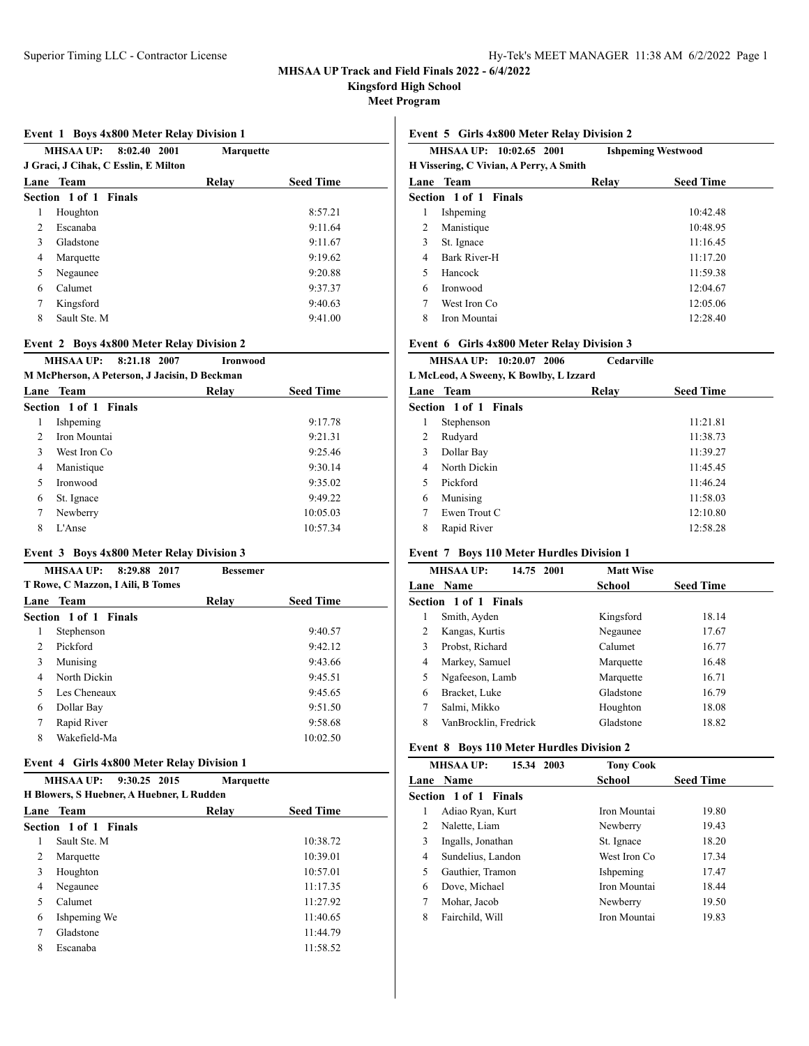# MHSAA UP Track and Field Finals 2022 - 6/4/2022

## Kingsford High School

## Meet Program

### Event 1 Boys 4x800 Meter Relay Division 1

**MHSAA UP: 8:02.40 2001 Marquette**
**J Graci, J Cihak, C Esslin, E Milton**

| Lane | Team | Relay | Seed Time |
|---|---|---|---|
| **Section 1 of 1 Finals** | | | |
| 1 | Houghton | | 8:57.21 |
| 2 | Escanaba | | 9:11.64 |
| 3 | Gladstone | | 9:11.67 |
| 4 | Marquette | | 9:19.62 |
| 5 | Negaunee | | 9:20.88 |
| 6 | Calumet | | 9:37.37 |
| 7 | Kingsford | | 9:40.63 |
| 8 | Sault Ste. M | | 9:41.00 |

### Event 2 Boys 4x800 Meter Relay Division 2

**MHSAA UP: 8:21.18 2007 Ironwood**
**M McPherson, A Peterson, J Jacisin, D Beckman**

| Lane | Team | Relay | Seed Time |
|---|---|---|---|
| **Section 1 of 1 Finals** | | | |
| 1 | Ishpeming | | 9:17.78 |
| 2 | Iron Mountai | | 9:21.31 |
| 3 | West Iron Co | | 9:25.46 |
| 4 | Manistique | | 9:30.14 |
| 5 | Ironwood | | 9:35.02 |
| 6 | St. Ignace | | 9:49.22 |
| 7 | Newberry | | 10:05.03 |
| 8 | L'Anse | | 10:57.34 |

### Event 3 Boys 4x800 Meter Relay Division 3

**MHSAA UP: 8:29.88 2017 Bessemer**
**T Rowe, C Mazzon, I Aili, B Tomes**

| Lane | Team | Relay | Seed Time |
|---|---|---|---|
| **Section 1 of 1 Finals** | | | |
| 1 | Stephenson | | 9:40.57 |
| 2 | Pickford | | 9:42.12 |
| 3 | Munising | | 9:43.66 |
| 4 | North Dickin | | 9:45.51 |
| 5 | Les Cheneaux | | 9:45.65 |
| 6 | Dollar Bay | | 9:51.50 |
| 7 | Rapid River | | 9:58.68 |
| 8 | Wakefield-Ma | | 10:02.50 |

### Event 4 Girls 4x800 Meter Relay Division 1

**MHSAA UP: 9:30.25 2015 Marquette**
**H Blowers, S Huebner, A Huebner, L Rudden**

| Lane | Team | Relay | Seed Time |
|---|---|---|---|
| **Section 1 of 1 Finals** | | | |
| 1 | Sault Ste. M | | 10:38.72 |
| 2 | Marquette | | 10:39.01 |
| 3 | Houghton | | 10:57.01 |
| 4 | Negaunee | | 11:17.35 |
| 5 | Calumet | | 11:27.92 |
| 6 | Ishpeming We | | 11:40.65 |
| 7 | Gladstone | | 11:44.79 |
| 8 | Escanaba | | 11:58.52 |

### Event 5 Girls 4x800 Meter Relay Division 2

**MHSAA UP: 10:02.65 2001 Ishpeming Westwood**
**H Vissering, C Vivian, A Perry, A Smith**

| Lane | Team | Relay | Seed Time |
|---|---|---|---|
| **Section 1 of 1 Finals** | | | |
| 1 | Ishpeming | | 10:42.48 |
| 2 | Manistique | | 10:48.95 |
| 3 | St. Ignace | | 11:16.45 |
| 4 | Bark River-H | | 11:17.20 |
| 5 | Hancock | | 11:59.38 |
| 6 | Ironwood | | 12:04.67 |
| 7 | West Iron Co | | 12:05.06 |
| 8 | Iron Mountai | | 12:28.40 |

### Event 6 Girls 4x800 Meter Relay Division 3

**MHSAA UP: 10:20.07 2006 Cedarville**
**L McLeod, A Sweeny, K Bowlby, L Izzard**

| Lane | Team | Relay | Seed Time |
|---|---|---|---|
| **Section 1 of 1 Finals** | | | |
| 1 | Stephenson | | 11:21.81 |
| 2 | Rudyard | | 11:38.73 |
| 3 | Dollar Bay | | 11:39.27 |
| 4 | North Dickin | | 11:45.45 |
| 5 | Pickford | | 11:46.24 |
| 6 | Munising | | 11:58.03 |
| 7 | Ewen Trout C | | 12:10.80 |
| 8 | Rapid River | | 12:58.28 |

### Event 7 Boys 110 Meter Hurdles Division 1

**MHSAA UP: 14.75 2001 Matt Wise**

| Lane | Name | School | Seed Time |
|---|---|---|---|
| **Section 1 of 1 Finals** | | | |
| 1 | Smith, Ayden | Kingsford | 18.14 |
| 2 | Kangas, Kurtis | Negaunee | 17.67 |
| 3 | Probst, Richard | Calumet | 16.77 |
| 4 | Markey, Samuel | Marquette | 16.48 |
| 5 | Ngafeeson, Lamb | Marquette | 16.71 |
| 6 | Bracket, Luke | Gladstone | 16.79 |
| 7 | Salmi, Mikko | Houghton | 18.08 |
| 8 | VanBrocklin, Fredrick | Gladstone | 18.82 |

### Event 8 Boys 110 Meter Hurdles Division 2

**MHSAA UP: 15.34 2003 Tony Cook**

| Lane | Name | School | Seed Time |
|---|---|---|---|
| **Section 1 of 1 Finals** | | | |
| 1 | Adiao Ryan, Kurt | Iron Mountai | 19.80 |
| 2 | Nalette, Liam | Newberry | 19.43 |
| 3 | Ingalls, Jonathan | St. Ignace | 18.20 |
| 4 | Sundelius, Landon | West Iron Co | 17.34 |
| 5 | Gauthier, Tramon | Ishpeming | 17.47 |
| 6 | Dove, Michael | Iron Mountai | 18.44 |
| 7 | Mohar, Jacob | Newberry | 19.50 |
| 8 | Fairchild, Will | Iron Mountai | 19.83 |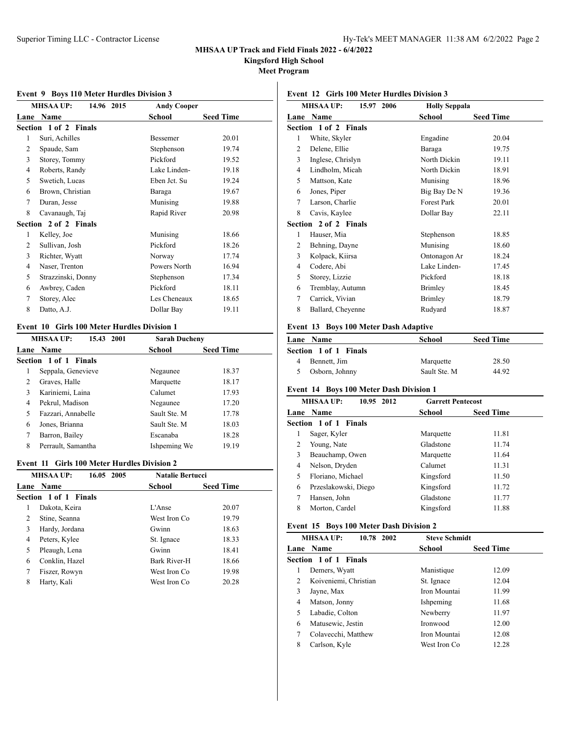# MHSAA UP Track and Field Finals 2022 - 6/4/2022

**Kingsford High School**

**Meet Program**

### Event 9 Boys 110 Meter Hurdles Division 3

**MHSAA UP:** 14.96 2015 **Andy Cooper**

| Lane | Name | School | Seed Time |
|---|---|---|---|
| **Section 1 of 2 Finals** | | | |
| 1 | Suri, Achilles | Bessemer | 20.01 |
| 2 | Spaude, Sam | Stephenson | 19.74 |
| 3 | Storey, Tommy | Pickford | 19.52 |
| 4 | Roberts, Randy | Lake Linden- | 19.18 |
| 5 | Swetich, Lucas | Eben Jct. Su | 19.24 |
| 6 | Brown, Christian | Baraga | 19.67 |
| 7 | Duran, Jesse | Munising | 19.88 |
| 8 | Cavanaugh, Taj | Rapid River | 20.98 |
| **Section 2 of 2 Finals** | | | |
| 1 | Kelley, Joe | Munising | 18.66 |
| 2 | Sullivan, Josh | Pickford | 18.26 |
| 3 | Richter, Wyatt | Norway | 17.74 |
| 4 | Naser, Trenton | Powers North | 16.94 |
| 5 | Strazzinski, Donny | Stephenson | 17.34 |
| 6 | Awbrey, Caden | Pickford | 18.11 |
| 7 | Storey, Alec | Les Cheneaux | 18.65 |
| 8 | Datto, A.J. | Dollar Bay | 19.11 |

### Event 10 Girls 100 Meter Hurdles Division 1

**MHSAA UP:** 15.43 2001 **Sarah Ducheny**

| Lane | Name | School | Seed Time |
|---|---|---|---|
| **Section 1 of 1 Finals** | | | |
| 1 | Seppala, Genevieve | Negaunee | 18.37 |
| 2 | Graves, Halle | Marquette | 18.17 |
| 3 | Kariniemi, Laina | Calumet | 17.93 |
| 4 | Pekrul, Madison | Negaunee | 17.20 |
| 5 | Fazzari, Annabelle | Sault Ste. M | 17.78 |
| 6 | Jones, Brianna | Sault Ste. M | 18.03 |
| 7 | Barron, Bailey | Escanaba | 18.28 |
| 8 | Perrault, Samantha | Ishpeming We | 19.19 |

### Event 11 Girls 100 Meter Hurdles Division 2

**MHSAA UP:** 16.05 2005 **Natalie Bertucci**

| Lane | Name | School | Seed Time |
|---|---|---|---|
| **Section 1 of 1 Finals** | | | |
| 1 | Dakota, Keira | L'Anse | 20.07 |
| 2 | Stine, Seanna | West Iron Co | 19.79 |
| 3 | Hardy, Jordana | Gwinn | 18.63 |
| 4 | Peters, Kylee | St. Ignace | 18.33 |
| 5 | Pleaugh, Lena | Gwinn | 18.41 |
| 6 | Conklin, Hazel | Bark River-H | 18.66 |
| 7 | Fiszer, Rowyn | West Iron Co | 19.98 |
| 8 | Harty, Kali | West Iron Co | 20.28 |

### Event 12 Girls 100 Meter Hurdles Division 3

**MHSAA UP:** 15.97 2006 **Holly Seppala**

| Lane | Name | School | Seed Time |
|---|---|---|---|
| **Section 1 of 2 Finals** | | | |
| 1 | White, Skyler | Engadine | 20.04 |
| 2 | Delene, Ellie | Baraga | 19.75 |
| 3 | Inglese, Chrislyn | North Dickin | 19.11 |
| 4 | Lindholm, Micah | North Dickin | 18.91 |
| 5 | Mattson, Kate | Munising | 18.96 |
| 6 | Jones, Piper | Big Bay De N | 19.36 |
| 7 | Larson, Charlie | Forest Park | 20.01 |
| 8 | Cavis, Kaylee | Dollar Bay | 22.11 |
| **Section 2 of 2 Finals** | | | |
| 1 | Hauser, Mia | Stephenson | 18.85 |
| 2 | Behning, Dayne | Munising | 18.60 |
| 3 | Kolpack, Kiirsa | Ontonagon Ar | 18.24 |
| 4 | Codere, Abi | Lake Linden- | 17.45 |
| 5 | Storey, Lizzie | Pickford | 18.18 |
| 6 | Tremblay, Autumn | Brimley | 18.45 |
| 7 | Carrick, Vivian | Brimley | 18.79 |
| 8 | Ballard, Cheyenne | Rudyard | 18.87 |

### Event 13 Boys 100 Meter Dash Adaptive

| Lane | Name | School | Seed Time |
|---|---|---|---|
| **Section 1 of 1 Finals** | | | |
| 4 | Bennett, Jim | Marquette | 28.50 |
| 5 | Osborn, Johnny | Sault Ste. M | 44.92 |

### Event 14 Boys 100 Meter Dash Division 1

**MHSAA UP:** 10.95 2012 **Garrett Pentecost**

| Lane | Name | School | Seed Time |
|---|---|---|---|
| **Section 1 of 1 Finals** | | | |
| 1 | Sager, Kyler | Marquette | 11.81 |
| 2 | Young, Nate | Gladstone | 11.74 |
| 3 | Beauchamp, Owen | Marquette | 11.64 |
| 4 | Nelson, Dryden | Calumet | 11.31 |
| 5 | Floriano, Michael | Kingsford | 11.50 |
| 6 | Przeslakowski, Diego | Kingsford | 11.72 |
| 7 | Hansen, John | Gladstone | 11.77 |
| 8 | Morton, Cardel | Kingsford | 11.88 |

### Event 15 Boys 100 Meter Dash Division 2

**MHSAA UP:** 10.78 2002 **Steve Schmidt**

| Lane | Name | School | Seed Time |
|---|---|---|---|
| **Section 1 of 1 Finals** | | | |
| 1 | Demers, Wyatt | Manistique | 12.09 |
| 2 | Koiveniemi, Christian | St. Ignace | 12.04 |
| 3 | Jayne, Max | Iron Mountai | 11.99 |
| 4 | Matson, Jonny | Ishpeming | 11.68 |
| 5 | Labadie, Colton | Newberry | 11.97 |
| 6 | Matusewic, Jestin | Ironwood | 12.00 |
| 7 | Colavecchi, Matthew | Iron Mountai | 12.08 |
| 8 | Carlson, Kyle | West Iron Co | 12.28 |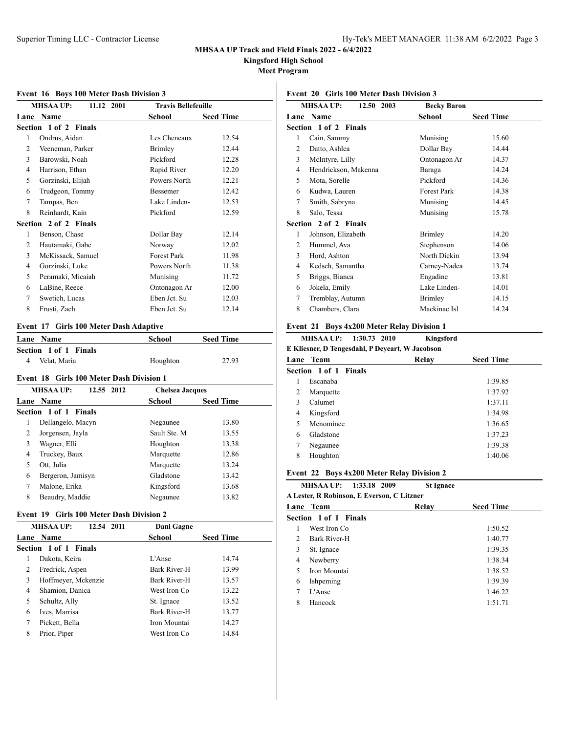MHSAA UP Track and Field Finals 2022 - 6/4/2022

Kingsford High School

Meet Program

### Event 16 Boys 100 Meter Dash Division 3

MHSAA UP: 11.12 2001 Travis Bellefeuille

| Lane | Name | School | Seed Time |
|---|---|---|---|
| **Section 1 of 2 Finals** | | | |
| 1 | Ondrus, Aidan | Les Cheneaux | 12.54 |
| 2 | Veeneman, Parker | Brimley | 12.44 |
| 3 | Barowski, Noah | Pickford | 12.28 |
| 4 | Harrison, Ethan | Rapid River | 12.20 |
| 5 | Gorzinski, Elijah | Powers North | 12.21 |
| 6 | Trudgeon, Tommy | Bessemer | 12.42 |
| 7 | Tampas, Ben | Lake Linden- | 12.53 |
| 8 | Reinhardt, Kain | Pickford | 12.59 |
| **Section 2 of 2 Finals** | | | |
| 1 | Benson, Chase | Dollar Bay | 12.14 |
| 2 | Hautamaki, Gabe | Norway | 12.02 |
| 3 | McKissack, Samuel | Forest Park | 11.98 |
| 4 | Gorzinski, Luke | Powers North | 11.38 |
| 5 | Peramaki, Micaiah | Munising | 11.72 |
| 6 | LaBine, Reece | Ontonagon Ar | 12.00 |
| 7 | Swetich, Lucas | Eben Jct. Su | 12.03 |
| 8 | Frusti, Zach | Eben Jct. Su | 12.14 |

### Event 17 Girls 100 Meter Dash Adaptive

| Lane | Name | School | Seed Time |
|---|---|---|---|
| **Section 1 of 1 Finals** | | | |
| 4 | Velat, Maria | Houghton | 27.93 |

### Event 18 Girls 100 Meter Dash Division 1

MHSAA UP: 12.55 2012 Chelsea Jacques

| Lane | Name | School | Seed Time |
|---|---|---|---|
| **Section 1 of 1 Finals** | | | |
| 1 | Dellangelo, Macyn | Negaunee | 13.80 |
| 2 | Jorgensen, Jayla | Sault Ste. M | 13.55 |
| 3 | Wagner, Elli | Houghton | 13.38 |
| 4 | Truckey, Baux | Marquette | 12.86 |
| 5 | Ott, Julia | Marquette | 13.24 |
| 6 | Bergeron, Jamisyn | Gladstone | 13.42 |
| 7 | Malone, Erika | Kingsford | 13.68 |
| 8 | Beaudry, Maddie | Negaunee | 13.82 |

### Event 19 Girls 100 Meter Dash Division 2

MHSAA UP: 12.54 2011 Dani Gagne

| Lane | Name | School | Seed Time |
|---|---|---|---|
| **Section 1 of 1 Finals** | | | |
| 1 | Dakota, Keira | L'Anse | 14.74 |
| 2 | Fredrick, Aspen | Bark River-H | 13.99 |
| 3 | Hoffmeyer, Mckenzie | Bark River-H | 13.57 |
| 4 | Shamion, Danica | West Iron Co | 13.22 |
| 5 | Schultz, Ally | St. Ignace | 13.52 |
| 6 | Ives, Marrisa | Bark River-H | 13.77 |
| 7 | Pickett, Bella | Iron Mountai | 14.27 |
| 8 | Prior, Piper | West Iron Co | 14.84 |

### Event 20 Girls 100 Meter Dash Division 3

MHSAA UP: 12.50 2003 Becky Baron

| Lane | Name | School | Seed Time |
|---|---|---|---|
| **Section 1 of 2 Finals** | | | |
| 1 | Cain, Sammy | Munising | 15.60 |
| 2 | Datto, Ashlea | Dollar Bay | 14.44 |
| 3 | McIntyre, Lilly | Ontonagon Ar | 14.37 |
| 4 | Hendrickson, Makenna | Baraga | 14.24 |
| 5 | Mota, Sorelle | Pickford | 14.36 |
| 6 | Kudwa, Lauren | Forest Park | 14.38 |
| 7 | Smith, Sabryna | Munising | 14.45 |
| 8 | Salo, Tessa | Munising | 15.78 |
| **Section 2 of 2 Finals** | | | |
| 1 | Johnson, Elizabeth | Brimley | 14.20 |
| 2 | Hummel, Ava | Stephenson | 14.06 |
| 3 | Hord, Ashton | North Dickin | 13.94 |
| 4 | Kedsch, Samantha | Carney-Nadea | 13.74 |
| 5 | Briggs, Bianca | Engadine | 13.81 |
| 6 | Jokela, Emily | Lake Linden- | 14.01 |
| 7 | Tremblay, Autumn | Brimley | 14.15 |
| 8 | Chambers, Clara | Mackinac Isl | 14.24 |

### Event 21 Boys 4x200 Meter Relay Division 1

MHSAA UP: 1:30.73 2010 Kingsford

E Kliesner, D Tengesdahl, P Deyeart, W Jacobson

| Lane | Team | Relay | Seed Time |
|---|---|---|---|
| **Section 1 of 1 Finals** | | | |
| 1 | Escanaba | | 1:39.85 |
| 2 | Marquette | | 1:37.92 |
| 3 | Calumet | | 1:37.11 |
| 4 | Kingsford | | 1:34.98 |
| 5 | Menominee | | 1:36.65 |
| 6 | Gladstone | | 1:37.23 |
| 7 | Negaunee | | 1:39.38 |
| 8 | Houghton | | 1:40.06 |

### Event 22 Boys 4x200 Meter Relay Division 2

MHSAA UP: 1:33.18 2009 St Ignace

A Lester, R Robinson, E Everson, C Litzner

| Lane | Team | Relay | Seed Time |
|---|---|---|---|
| **Section 1 of 1 Finals** | | | |
| 1 | West Iron Co | | 1:50.52 |
| 2 | Bark River-H | | 1:40.77 |
| 3 | St. Ignace | | 1:39.35 |
| 4 | Newberry | | 1:38.34 |
| 5 | Iron Mountai | | 1:38.52 |
| 6 | Ishpeming | | 1:39.39 |
| 7 | L'Anse | | 1:46.22 |
| 8 | Hancock | | 1:51.71 |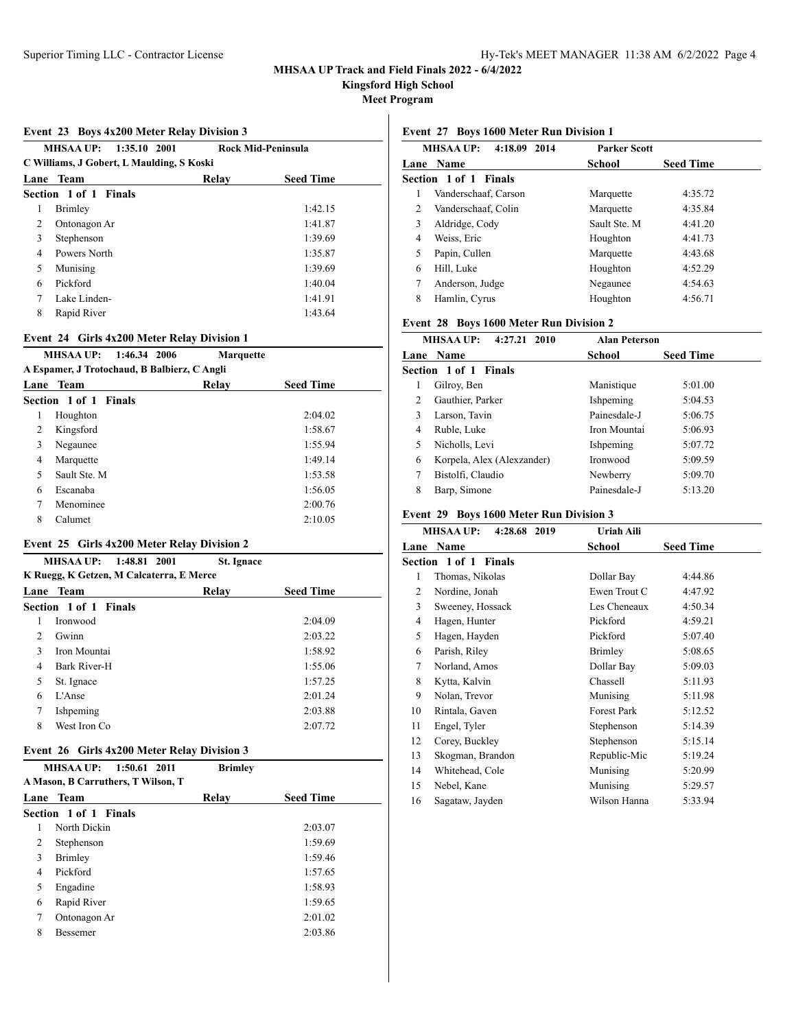**MHSAA UP Track and Field Finals 2022 - 6/4/2022**

**Kingsford High School**

**Meet Program**

### Event 23 Boys 4x200 Meter Relay Division 3

**MHSAA UP: 1:35.10 2001 Rock Mid-Peninsula**
C Williams, J Gobert, L Maulding, S Koski

**Section 1 of 1 Finals**

| Lane | Team | Relay | Seed Time |
|---|---|---|---|
| 1 | Brimley | | 1:42.15 |
| 2 | Ontonagon Ar | | 1:41.87 |
| 3 | Stephenson | | 1:39.69 |
| 4 | Powers North | | 1:35.87 |
| 5 | Munising | | 1:39.69 |
| 6 | Pickford | | 1:40.04 |
| 7 | Lake Linden- | | 1:41.91 |
| 8 | Rapid River | | 1:43.64 |

### Event 24 Girls 4x200 Meter Relay Division 1

**MHSAA UP: 1:46.34 2006 Marquette**
A Espamer, J Trotochaud, B Balbierz, C Angli

**Section 1 of 1 Finals**

| Lane | Team | Relay | Seed Time |
|---|---|---|---|
| 1 | Houghton | | 2:04.02 |
| 2 | Kingsford | | 1:58.67 |
| 3 | Negaunee | | 1:55.94 |
| 4 | Marquette | | 1:49.14 |
| 5 | Sault Ste. M | | 1:53.58 |
| 6 | Escanaba | | 1:56.05 |
| 7 | Menominee | | 2:00.76 |
| 8 | Calumet | | 2:10.05 |

### Event 25 Girls 4x200 Meter Relay Division 2

**MHSAA UP: 1:48.81 2001 St. Ignace**
K Ruegg, K Getzen, M Calcaterra, E Merce

**Section 1 of 1 Finals**

| Lane | Team | Relay | Seed Time |
|---|---|---|---|
| 1 | Ironwood | | 2:04.09 |
| 2 | Gwinn | | 2:03.22 |
| 3 | Iron Mountai | | 1:58.92 |
| 4 | Bark River-H | | 1:55.06 |
| 5 | St. Ignace | | 1:57.25 |
| 6 | L'Anse | | 2:01.24 |
| 7 | Ishpeming | | 2:03.88 |
| 8 | West Iron Co | | 2:07.72 |

### Event 26 Girls 4x200 Meter Relay Division 3

**MHSAA UP: 1:50.61 2011 Brimley**
A Mason, B Carruthers, T Wilson, T

**Section 1 of 1 Finals**

| Lane | Team | Relay | Seed Time |
|---|---|---|---|
| 1 | North Dickin | | 2:03.07 |
| 2 | Stephenson | | 1:59.69 |
| 3 | Brimley | | 1:59.46 |
| 4 | Pickford | | 1:57.65 |
| 5 | Engadine | | 1:58.93 |
| 6 | Rapid River | | 1:59.65 |
| 7 | Ontonagon Ar | | 2:01.02 |
| 8 | Bessemer | | 2:03.86 |

### Event 27 Boys 1600 Meter Run Division 1

**MHSAA UP: 4:18.09 2014 Parker Scott**

**Section 1 of 1 Finals**

| Lane | Name | School | Seed Time |
|---|---|---|---|
| 1 | Vanderschaaf, Carson | Marquette | 4:35.72 |
| 2 | Vanderschaaf, Colin | Marquette | 4:35.84 |
| 3 | Aldridge, Cody | Sault Ste. M | 4:41.20 |
| 4 | Weiss, Eric | Houghton | 4:41.73 |
| 5 | Papin, Cullen | Marquette | 4:43.68 |
| 6 | Hill, Luke | Houghton | 4:52.29 |
| 7 | Anderson, Judge | Negaunee | 4:54.63 |
| 8 | Hamlin, Cyrus | Houghton | 4:56.71 |

### Event 28 Boys 1600 Meter Run Division 2

**MHSAA UP: 4:27.21 2010 Alan Peterson**

**Section 1 of 1 Finals**

| Lane | Name | School | Seed Time |
|---|---|---|---|
| 1 | Gilroy, Ben | Manistique | 5:01.00 |
| 2 | Gauthier, Parker | Ishpeming | 5:04.53 |
| 3 | Larson, Tavin | Painesdale-J | 5:06.75 |
| 4 | Ruble, Luke | Iron Mountai | 5:06.93 |
| 5 | Nicholls, Levi | Ishpeming | 5:07.72 |
| 6 | Korpela, Alex (Alexzander) | Ironwood | 5:09.59 |
| 7 | Bistolfi, Claudio | Newberry | 5:09.70 |
| 8 | Barp, Simone | Painesdale-J | 5:13.20 |

### Event 29 Boys 1600 Meter Run Division 3

**MHSAA UP: 4:28.68 2019 Uriah Aili**

**Section 1 of 1 Finals**

| Lane | Name | School | Seed Time |
|---|---|---|---|
| 1 | Thomas, Nikolas | Dollar Bay | 4:44.86 |
| 2 | Nordine, Jonah | Ewen Trout C | 4:47.92 |
| 3 | Sweeney, Hossack | Les Cheneaux | 4:50.34 |
| 4 | Hagen, Hunter | Pickford | 4:59.21 |
| 5 | Hagen, Hayden | Pickford | 5:07.40 |
| 6 | Parish, Riley | Brimley | 5:08.65 |
| 7 | Norland, Amos | Dollar Bay | 5:09.03 |
| 8 | Kytta, Kalvin | Chassell | 5:11.93 |
| 9 | Nolan, Trevor | Munising | 5:11.98 |
| 10 | Rintala, Gaven | Forest Park | 5:12.52 |
| 11 | Engel, Tyler | Stephenson | 5:14.39 |
| 12 | Corey, Buckley | Stephenson | 5:15.14 |
| 13 | Skogman, Brandon | Republic-Mic | 5:19.24 |
| 14 | Whitehead, Cole | Munising | 5:20.99 |
| 15 | Nebel, Kane | Munising | 5:29.57 |
| 16 | Sagataw, Jayden | Wilson Hanna | 5:33.94 |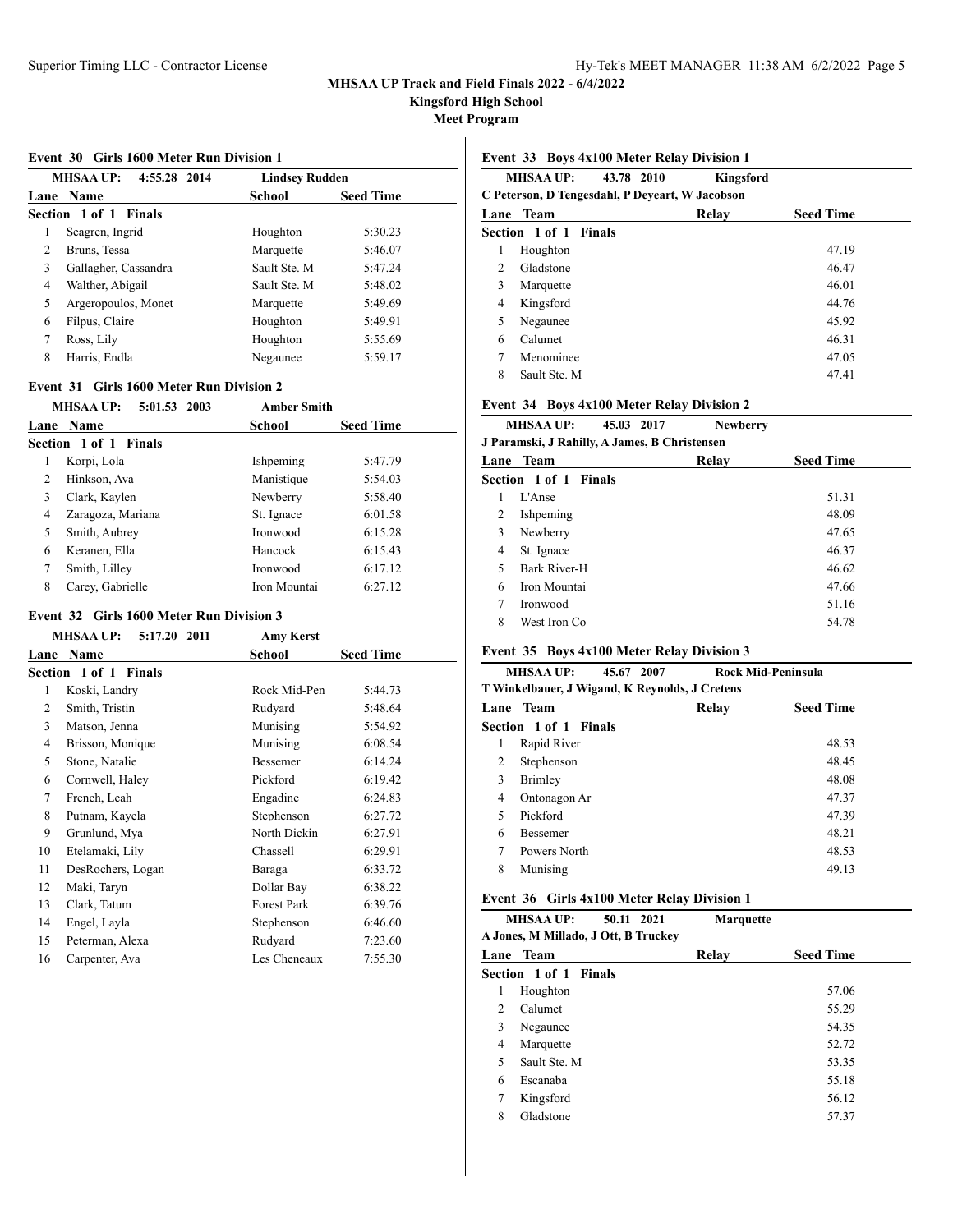### Event 30 Girls 1600 Meter Run Division 1

MHSAA UP: 4:55.28 2014 Lindsey Rudden

| Lane | Name | School | Seed Time |
|---|---|---|---|
| **Section 1 of 1 Finals** | | | |
| 1 | Seagren, Ingrid | Houghton | 5:30.23 |
| 2 | Bruns, Tessa | Marquette | 5:46.07 |
| 3 | Gallagher, Cassandra | Sault Ste. M | 5:47.24 |
| 4 | Walther, Abigail | Sault Ste. M | 5:48.02 |
| 5 | Argeropoulos, Monet | Marquette | 5:49.69 |
| 6 | Filpus, Claire | Houghton | 5:49.91 |
| 7 | Ross, Lily | Houghton | 5:55.69 |
| 8 | Harris, Endla | Negaunee | 5:59.17 |

### Event 31 Girls 1600 Meter Run Division 2

MHSAA UP: 5:01.53 2003 Amber Smith

| Lane | Name | School | Seed Time |
|---|---|---|---|
| **Section 1 of 1 Finals** | | | |
| 1 | Korpi, Lola | Ishpeming | 5:47.79 |
| 2 | Hinkson, Ava | Manistique | 5:54.03 |
| 3 | Clark, Kaylen | Newberry | 5:58.40 |
| 4 | Zaragoza, Mariana | St. Ignace | 6:01.58 |
| 5 | Smith, Aubrey | Ironwood | 6:15.28 |
| 6 | Keranen, Ella | Hancock | 6:15.43 |
| 7 | Smith, Lilley | Ironwood | 6:17.12 |
| 8 | Carey, Gabrielle | Iron Mountai | 6:27.12 |

### Event 32 Girls 1600 Meter Run Division 3

MHSAA UP: 5:17.20 2011 Amy Kerst

| Lane | Name | School | Seed Time |
|---|---|---|---|
| **Section 1 of 1 Finals** | | | |
| 1 | Koski, Landry | Rock Mid-Pen | 5:44.73 |
| 2 | Smith, Tristin | Rudyard | 5:48.64 |
| 3 | Matson, Jenna | Munising | 5:54.92 |
| 4 | Brisson, Monique | Munising | 6:08.54 |
| 5 | Stone, Natalie | Bessemer | 6:14.24 |
| 6 | Cornwell, Haley | Pickford | 6:19.42 |
| 7 | French, Leah | Engadine | 6:24.83 |
| 8 | Putnam, Kayela | Stephenson | 6:27.72 |
| 9 | Grunlund, Mya | North Dickin | 6:27.91 |
| 10 | Etelamaki, Lily | Chassell | 6:29.91 |
| 11 | DesRochers, Logan | Baraga | 6:33.72 |
| 12 | Maki, Taryn | Dollar Bay | 6:38.22 |
| 13 | Clark, Tatum | Forest Park | 6:39.76 |
| 14 | Engel, Layla | Stephenson | 6:46.60 |
| 15 | Peterman, Alexa | Rudyard | 7:23.60 |
| 16 | Carpenter, Ava | Les Cheneaux | 7:55.30 |

### Event 33 Boys 4x100 Meter Relay Division 1

MHSAA UP: 43.78 2010 Kingsford

C Peterson, D Tengesdahl, P Deyeart, W Jacobson

| Lane | Team | Relay | Seed Time |
|---|---|---|---|
| **Section 1 of 1 Finals** | | | |
| 1 | Houghton | | 47.19 |
| 2 | Gladstone | | 46.47 |
| 3 | Marquette | | 46.01 |
| 4 | Kingsford | | 44.76 |
| 5 | Negaunee | | 45.92 |
| 6 | Calumet | | 46.31 |
| 7 | Menominee | | 47.05 |
| 8 | Sault Ste. M | | 47.41 |

### Event 34 Boys 4x100 Meter Relay Division 2

MHSAA UP: 45.03 2017 Newberry

J Paramski, J Rahilly, A James, B Christensen

| Lane | Team | Relay | Seed Time |
|---|---|---|---|
| **Section 1 of 1 Finals** | | | |
| 1 | L'Anse | | 51.31 |
| 2 | Ishpeming | | 48.09 |
| 3 | Newberry | | 47.65 |
| 4 | St. Ignace | | 46.37 |
| 5 | Bark River-H | | 46.62 |
| 6 | Iron Mountai | | 47.66 |
| 7 | Ironwood | | 51.16 |
| 8 | West Iron Co | | 54.78 |

### Event 35 Boys 4x100 Meter Relay Division 3

MHSAA UP: 45.67 2007 Rock Mid-Peninsula

T Winkelbauer, J Wigand, K Reynolds, J Cretens

| Lane | Team | Relay | Seed Time |
|---|---|---|---|
| **Section 1 of 1 Finals** | | | |
| 1 | Rapid River | | 48.53 |
| 2 | Stephenson | | 48.45 |
| 3 | Brimley | | 48.08 |
| 4 | Ontonagon Ar | | 47.37 |
| 5 | Pickford | | 47.39 |
| 6 | Bessemer | | 48.21 |
| 7 | Powers North | | 48.53 |
| 8 | Munising | | 49.13 |

### Event 36 Girls 4x100 Meter Relay Division 1

MHSAA UP: 50.11 2021 Marquette

A Jones, M Millado, J Ott, B Truckey

| Lane | Team | Relay | Seed Time |
|---|---|---|---|
| **Section 1 of 1 Finals** | | | |
| 1 | Houghton | | 57.06 |
| 2 | Calumet | | 55.29 |
| 3 | Negaunee | | 54.35 |
| 4 | Marquette | | 52.72 |
| 5 | Sault Ste. M | | 53.35 |
| 6 | Escanaba | | 55.18 |
| 7 | Kingsford | | 56.12 |
| 8 | Gladstone | | 57.37 |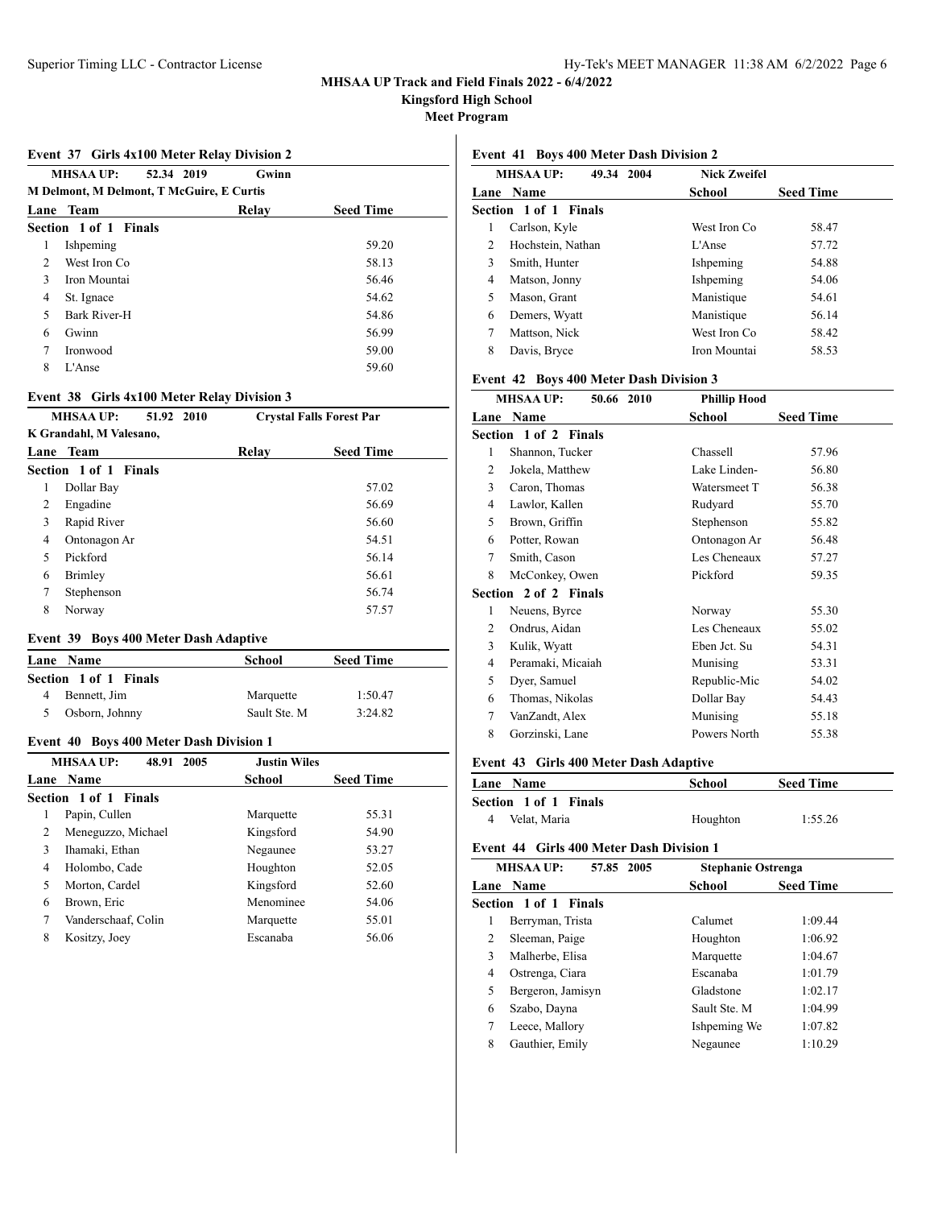**MHSAA UP Track and Field Finals 2022 - 6/4/2022**
**Kingsford High School**
**Meet Program**

### Event 37 Girls 4x100 Meter Relay Division 2

MHSAA UP: 52.34 2019 Gwinn
M Delmont, M Delmont, T McGuire, E Curtis

| Lane | Team | Relay | Seed Time |
|---|---|---|---|
| **Section 1 of 1 Finals** | | | |
| 1 | Ishpeming | | 59.20 |
| 2 | West Iron Co | | 58.13 |
| 3 | Iron Mountai | | 56.46 |
| 4 | St. Ignace | | 54.62 |
| 5 | Bark River-H | | 54.86 |
| 6 | Gwinn | | 56.99 |
| 7 | Ironwood | | 59.00 |
| 8 | L'Anse | | 59.60 |

### Event 38 Girls 4x100 Meter Relay Division 3

MHSAA UP: 51.92 2010 Crystal Falls Forest Par
K Grandahl, M Valesano,

| Lane | Team | Relay | Seed Time |
|---|---|---|---|
| **Section 1 of 1 Finals** | | | |
| 1 | Dollar Bay | | 57.02 |
| 2 | Engadine | | 56.69 |
| 3 | Rapid River | | 56.60 |
| 4 | Ontonagon Ar | | 54.51 |
| 5 | Pickford | | 56.14 |
| 6 | Brimley | | 56.61 |
| 7 | Stephenson | | 56.74 |
| 8 | Norway | | 57.57 |

### Event 39 Boys 400 Meter Dash Adaptive

| Lane | Name | School | Seed Time |
|---|---|---|---|
| **Section 1 of 1 Finals** | | | |
| 4 | Bennett, Jim | Marquette | 1:50.47 |
| 5 | Osborn, Johnny | Sault Ste. M | 3:24.82 |

### Event 40 Boys 400 Meter Dash Division 1

MHSAA UP: 48.91 2005 Justin Wiles

| Lane | Name | School | Seed Time |
|---|---|---|---|
| **Section 1 of 1 Finals** | | | |
| 1 | Papin, Cullen | Marquette | 55.31 |
| 2 | Meneguzzo, Michael | Kingsford | 54.90 |
| 3 | Ihamaki, Ethan | Negaunee | 53.27 |
| 4 | Holombo, Cade | Houghton | 52.05 |
| 5 | Morton, Cardel | Kingsford | 52.60 |
| 6 | Brown, Eric | Menominee | 54.06 |
| 7 | Vanderschaaf, Colin | Marquette | 55.01 |
| 8 | Kositzy, Joey | Escanaba | 56.06 |

### Event 41 Boys 400 Meter Dash Division 2

MHSAA UP: 49.34 2004 Nick Zweifel

| Lane | Name | School | Seed Time |
|---|---|---|---|
| **Section 1 of 1 Finals** | | | |
| 1 | Carlson, Kyle | West Iron Co | 58.47 |
| 2 | Hochstein, Nathan | L'Anse | 57.72 |
| 3 | Smith, Hunter | Ishpeming | 54.88 |
| 4 | Matson, Jonny | Ishpeming | 54.06 |
| 5 | Mason, Grant | Manistique | 54.61 |
| 6 | Demers, Wyatt | Manistique | 56.14 |
| 7 | Mattson, Nick | West Iron Co | 58.42 |
| 8 | Davis, Bryce | Iron Mountai | 58.53 |

### Event 42 Boys 400 Meter Dash Division 3

MHSAA UP: 50.66 2010 Phillip Hood

| Lane | Name | School | Seed Time |
|---|---|---|---|
| **Section 1 of 2 Finals** | | | |
| 1 | Shannon, Tucker | Chassell | 57.96 |
| 2 | Jokela, Matthew | Lake Linden- | 56.80 |
| 3 | Caron, Thomas | Watersmeet T | 56.38 |
| 4 | Lawlor, Kallen | Rudyard | 55.70 |
| 5 | Brown, Griffin | Stephenson | 55.82 |
| 6 | Potter, Rowan | Ontonagon Ar | 56.48 |
| 7 | Smith, Cason | Les Cheneaux | 57.27 |
| 8 | McConkey, Owen | Pickford | 59.35 |
| **Section 2 of 2 Finals** | | | |
| 1 | Neuens, Byrce | Norway | 55.30 |
| 2 | Ondrus, Aidan | Les Cheneaux | 55.02 |
| 3 | Kulik, Wyatt | Eben Jct. Su | 54.31 |
| 4 | Peramaki, Micaiah | Munising | 53.31 |
| 5 | Dyer, Samuel | Republic-Mic | 54.02 |
| 6 | Thomas, Nikolas | Dollar Bay | 54.43 |
| 7 | VanZandt, Alex | Munising | 55.18 |
| 8 | Gorzinski, Lane | Powers North | 55.38 |

### Event 43 Girls 400 Meter Dash Adaptive

| Lane | Name | School | Seed Time |
|---|---|---|---|
| **Section 1 of 1 Finals** | | | |
| 4 | Velat, Maria | Houghton | 1:55.26 |

### Event 44 Girls 400 Meter Dash Division 1

MHSAA UP: 57.85 2005 Stephanie Ostrenga

| Lane | Name | School | Seed Time |
|---|---|---|---|
| **Section 1 of 1 Finals** | | | |
| 1 | Berryman, Trista | Calumet | 1:09.44 |
| 2 | Sleeman, Paige | Houghton | 1:06.92 |
| 3 | Malherbe, Elisa | Marquette | 1:04.67 |
| 4 | Ostrenga, Ciara | Escanaba | 1:01.79 |
| 5 | Bergeron, Jamisyn | Gladstone | 1:02.17 |
| 6 | Szabo, Dayna | Sault Ste. M | 1:04.99 |
| 7 | Leece, Mallory | Ishpeming We | 1:07.82 |
| 8 | Gauthier, Emily | Negaunee | 1:10.29 |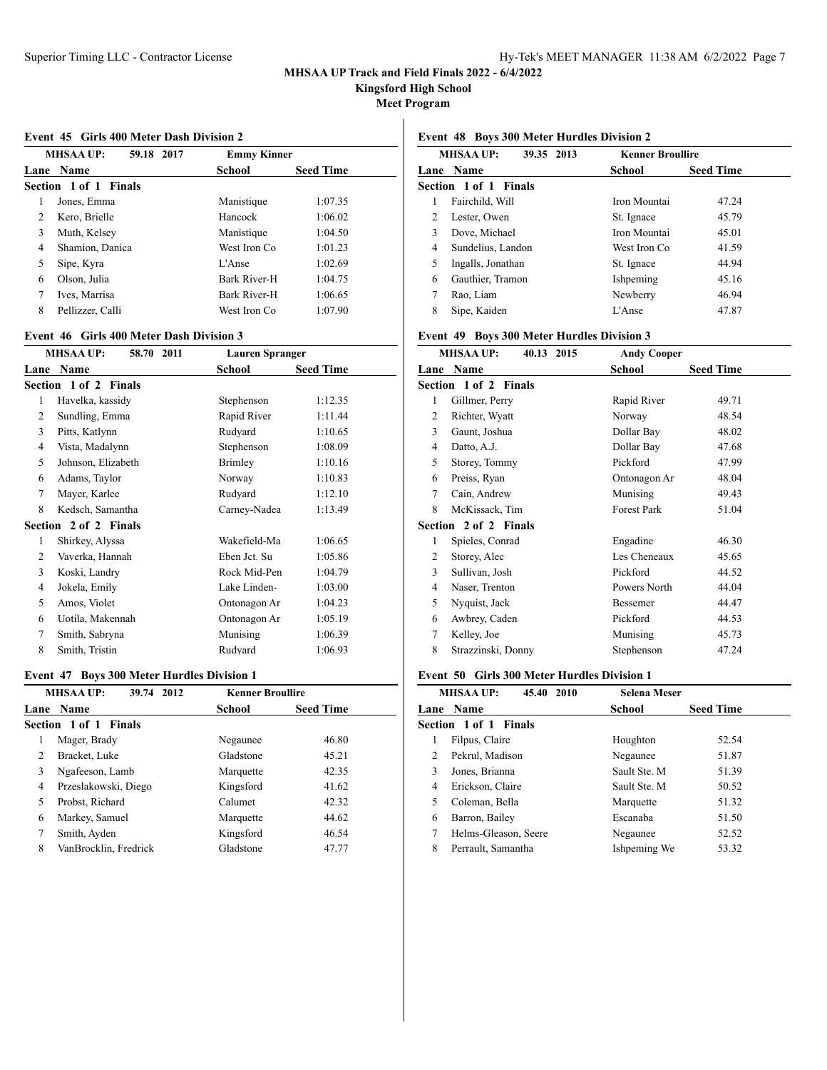**MHSAA UP Track and Field Finals 2022 - 6/4/2022**

**Kingsford High School**

**Meet Program**

### Event 45 Girls 400 Meter Dash Division 2

MHSAA UP: 59.18 2017 Emmy Kinner

| Lane | Name | School | Seed Time |
|---|---|---|---|
| **Section 1 of 1 Finals** | | | |
| 1 | Jones, Emma | Manistique | 1:07.35 |
| 2 | Kero, Brielle | Hancock | 1:06.02 |
| 3 | Muth, Kelsey | Manistique | 1:04.50 |
| 4 | Shamion, Danica | West Iron Co | 1:01.23 |
| 5 | Sipe, Kyra | L'Anse | 1:02.69 |
| 6 | Olson, Julia | Bark River-H | 1:04.75 |
| 7 | Ives, Marrisa | Bark River-H | 1:06.65 |
| 8 | Pellizzer, Calli | West Iron Co | 1:07.90 |

### Event 46 Girls 400 Meter Dash Division 3

MHSAA UP: 58.70 2011 Lauren Spranger

| Lane | Name | School | Seed Time |
|---|---|---|---|
| **Section 1 of 2 Finals** | | | |
| 1 | Havelka, kassidy | Stephenson | 1:12.35 |
| 2 | Sundling, Emma | Rapid River | 1:11.44 |
| 3 | Pitts, Katlynn | Rudyard | 1:10.65 |
| 4 | Vista, Madalynn | Stephenson | 1:08.09 |
| 5 | Johnson, Elizabeth | Brimley | 1:10.16 |
| 6 | Adams, Taylor | Norway | 1:10.83 |
| 7 | Mayer, Karlee | Rudyard | 1:12.10 |
| 8 | Kedsch, Samantha | Carney-Nadea | 1:13.49 |
| **Section 2 of 2 Finals** | | | |
| 1 | Shirkey, Alyssa | Wakefield-Ma | 1:06.65 |
| 2 | Vaverka, Hannah | Eben Jct. Su | 1:05.86 |
| 3 | Koski, Landry | Rock Mid-Pen | 1:04.79 |
| 4 | Jokela, Emily | Lake Linden- | 1:03.00 |
| 5 | Amos, Violet | Ontonagon Ar | 1:04.23 |
| 6 | Uotila, Makennah | Ontonagon Ar | 1:05.19 |
| 7 | Smith, Sabryna | Munising | 1:06.39 |
| 8 | Smith, Tristin | Rudyard | 1:06.93 |

### Event 47 Boys 300 Meter Hurdles Division 1

MHSAA UP: 39.74 2012 Kenner Broullire

| Lane | Name | School | Seed Time |
|---|---|---|---|
| **Section 1 of 1 Finals** | | | |
| 1 | Mager, Brady | Negaunee | 46.80 |
| 2 | Bracket, Luke | Gladstone | 45.21 |
| 3 | Ngafeeson, Lamb | Marquette | 42.35 |
| 4 | Przeslakowski, Diego | Kingsford | 41.62 |
| 5 | Probst, Richard | Calumet | 42.32 |
| 6 | Markey, Samuel | Marquette | 44.62 |
| 7 | Smith, Ayden | Kingsford | 46.54 |
| 8 | VanBrocklin, Fredrick | Gladstone | 47.77 |

### Event 48 Boys 300 Meter Hurdles Division 2

MHSAA UP: 39.35 2013 Kenner Broullire

| Lane | Name | School | Seed Time |
|---|---|---|---|
| **Section 1 of 1 Finals** | | | |
| 1 | Fairchild, Will | Iron Mountai | 47.24 |
| 2 | Lester, Owen | St. Ignace | 45.79 |
| 3 | Dove, Michael | Iron Mountai | 45.01 |
| 4 | Sundelius, Landon | West Iron Co | 41.59 |
| 5 | Ingalls, Jonathan | St. Ignace | 44.94 |
| 6 | Gauthier, Tramon | Ishpeming | 45.16 |
| 7 | Rao, Liam | Newberry | 46.94 |
| 8 | Sipe, Kaiden | L'Anse | 47.87 |

### Event 49 Boys 300 Meter Hurdles Division 3

MHSAA UP: 40.13 2015 Andy Cooper

| Lane | Name | School | Seed Time |
|---|---|---|---|
| **Section 1 of 2 Finals** | | | |
| 1 | Gillmer, Perry | Rapid River | 49.71 |
| 2 | Richter, Wyatt | Norway | 48.54 |
| 3 | Gaunt, Joshua | Dollar Bay | 48.02 |
| 4 | Datto, A.J. | Dollar Bay | 47.68 |
| 5 | Storey, Tommy | Pickford | 47.99 |
| 6 | Preiss, Ryan | Ontonagon Ar | 48.04 |
| 7 | Cain, Andrew | Munising | 49.43 |
| 8 | McKissack, Tim | Forest Park | 51.04 |
| **Section 2 of 2 Finals** | | | |
| 1 | Spieles, Conrad | Engadine | 46.30 |
| 2 | Storey, Alec | Les Cheneaux | 45.65 |
| 3 | Sullivan, Josh | Pickford | 44.52 |
| 4 | Naser, Trenton | Powers North | 44.04 |
| 5 | Nyquist, Jack | Bessemer | 44.47 |
| 6 | Awbrey, Caden | Pickford | 44.53 |
| 7 | Kelley, Joe | Munising | 45.73 |
| 8 | Strazzinski, Donny | Stephenson | 47.24 |

### Event 50 Girls 300 Meter Hurdles Division 1

MHSAA UP: 45.40 2010 Selena Meser

| Lane | Name | School | Seed Time |
|---|---|---|---|
| **Section 1 of 1 Finals** | | | |
| 1 | Filpus, Claire | Houghton | 52.54 |
| 2 | Pekrul, Madison | Negaunee | 51.87 |
| 3 | Jones, Brianna | Sault Ste. M | 51.39 |
| 4 | Erickson, Claire | Sault Ste. M | 50.52 |
| 5 | Coleman, Bella | Marquette | 51.32 |
| 6 | Barron, Bailey | Escanaba | 51.50 |
| 7 | Helms-Gleason, Seere | Negaunee | 52.52 |
| 8 | Perrault, Samantha | Ishpeming We | 53.32 |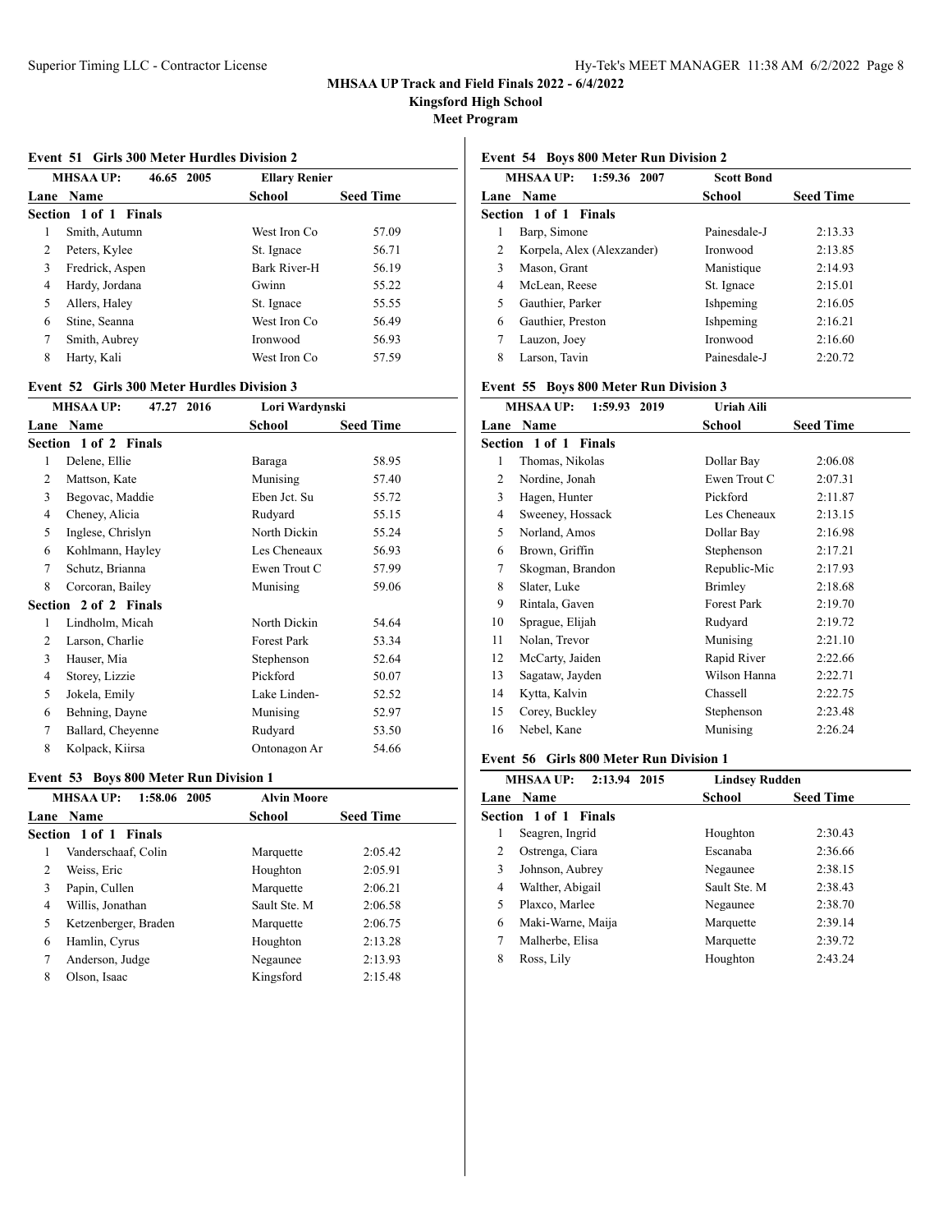MHSAA UP Track and Field Finals 2022 - 6/4/2022
Kingsford High School
Meet Program

### Event 51 Girls 300 Meter Hurdles Division 2

MHSAA UP: 46.65 2005 Ellary Renier

| Lane | Name | School | Seed Time |
|---|---|---|---|
| **Section 1 of 1 Finals** | | | |
| 1 | Smith, Autumn | West Iron Co | 57.09 |
| 2 | Peters, Kylee | St. Ignace | 56.71 |
| 3 | Fredrick, Aspen | Bark River-H | 56.19 |
| 4 | Hardy, Jordana | Gwinn | 55.22 |
| 5 | Allers, Haley | St. Ignace | 55.55 |
| 6 | Stine, Seanna | West Iron Co | 56.49 |
| 7 | Smith, Aubrey | Ironwood | 56.93 |
| 8 | Harty, Kali | West Iron Co | 57.59 |

### Event 52 Girls 300 Meter Hurdles Division 3

MHSAA UP: 47.27 2016 Lori Wardynski

| Lane | Name | School | Seed Time |
|---|---|---|---|
| **Section 1 of 2 Finals** | | | |
| 1 | Delene, Ellie | Baraga | 58.95 |
| 2 | Mattson, Kate | Munising | 57.40 |
| 3 | Begovac, Maddie | Eben Jct. Su | 55.72 |
| 4 | Cheney, Alicia | Rudyard | 55.15 |
| 5 | Inglese, Chrislyn | North Dickin | 55.24 |
| 6 | Kohlmann, Hayley | Les Cheneaux | 56.93 |
| 7 | Schutz, Brianna | Ewen Trout C | 57.99 |
| 8 | Corcoran, Bailey | Munising | 59.06 |
| **Section 2 of 2 Finals** | | | |
| 1 | Lindholm, Micah | North Dickin | 54.64 |
| 2 | Larson, Charlie | Forest Park | 53.34 |
| 3 | Hauser, Mia | Stephenson | 52.64 |
| 4 | Storey, Lizzie | Pickford | 50.07 |
| 5 | Jokela, Emily | Lake Linden- | 52.52 |
| 6 | Behning, Dayne | Munising | 52.97 |
| 7 | Ballard, Cheyenne | Rudyard | 53.50 |
| 8 | Kolpack, Kiirsa | Ontonagon Ar | 54.66 |

### Event 53 Boys 800 Meter Run Division 1

MHSAA UP: 1:58.06 2005 Alvin Moore

| Lane | Name | School | Seed Time |
|---|---|---|---|
| **Section 1 of 1 Finals** | | | |
| 1 | Vanderschaaf, Colin | Marquette | 2:05.42 |
| 2 | Weiss, Eric | Houghton | 2:05.91 |
| 3 | Papin, Cullen | Marquette | 2:06.21 |
| 4 | Willis, Jonathan | Sault Ste. M | 2:06.58 |
| 5 | Ketzenberger, Braden | Marquette | 2:06.75 |
| 6 | Hamlin, Cyrus | Houghton | 2:13.28 |
| 7 | Anderson, Judge | Negaunee | 2:13.93 |
| 8 | Olson, Isaac | Kingsford | 2:15.48 |

### Event 54 Boys 800 Meter Run Division 2

MHSAA UP: 1:59.36 2007 Scott Bond

| Lane | Name | School | Seed Time |
|---|---|---|---|
| **Section 1 of 1 Finals** | | | |
| 1 | Barp, Simone | Painesdale-J | 2:13.33 |
| 2 | Korpela, Alex (Alexzander) | Ironwood | 2:13.85 |
| 3 | Mason, Grant | Manistique | 2:14.93 |
| 4 | McLean, Reese | St. Ignace | 2:15.01 |
| 5 | Gauthier, Parker | Ishpeming | 2:16.05 |
| 6 | Gauthier, Preston | Ishpeming | 2:16.21 |
| 7 | Lauzon, Joey | Ironwood | 2:16.60 |
| 8 | Larson, Tavin | Painesdale-J | 2:20.72 |

### Event 55 Boys 800 Meter Run Division 3

MHSAA UP: 1:59.93 2019 Uriah Aili

| Lane | Name | School | Seed Time |
|---|---|---|---|
| **Section 1 of 1 Finals** | | | |
| 1 | Thomas, Nikolas | Dollar Bay | 2:06.08 |
| 2 | Nordine, Jonah | Ewen Trout C | 2:07.31 |
| 3 | Hagen, Hunter | Pickford | 2:11.87 |
| 4 | Sweeney, Hossack | Les Cheneaux | 2:13.15 |
| 5 | Norland, Amos | Dollar Bay | 2:16.98 |
| 6 | Brown, Griffin | Stephenson | 2:17.21 |
| 7 | Skogman, Brandon | Republic-Mic | 2:17.93 |
| 8 | Slater, Luke | Brimley | 2:18.68 |
| 9 | Rintala, Gaven | Forest Park | 2:19.70 |
| 10 | Sprague, Elijah | Rudyard | 2:19.72 |
| 11 | Nolan, Trevor | Munising | 2:21.10 |
| 12 | McCarty, Jaiden | Rapid River | 2:22.66 |
| 13 | Sagataw, Jayden | Wilson Hanna | 2:22.71 |
| 14 | Kytta, Kalvin | Chassell | 2:22.75 |
| 15 | Corey, Buckley | Stephenson | 2:23.48 |
| 16 | Nebel, Kane | Munising | 2:26.24 |

### Event 56 Girls 800 Meter Run Division 1

MHSAA UP: 2:13.94 2015 Lindsey Rudden

| Lane | Name | School | Seed Time |
|---|---|---|---|
| **Section 1 of 1 Finals** | | | |
| 1 | Seagren, Ingrid | Houghton | 2:30.43 |
| 2 | Ostrenga, Ciara | Escanaba | 2:36.66 |
| 3 | Johnson, Aubrey | Negaunee | 2:38.15 |
| 4 | Walther, Abigail | Sault Ste. M | 2:38.43 |
| 5 | Plaxco, Marlee | Negaunee | 2:38.70 |
| 6 | Maki-Warne, Maija | Marquette | 2:39.14 |
| 7 | Malherbe, Elisa | Marquette | 2:39.72 |
| 8 | Ross, Lily | Houghton | 2:43.24 |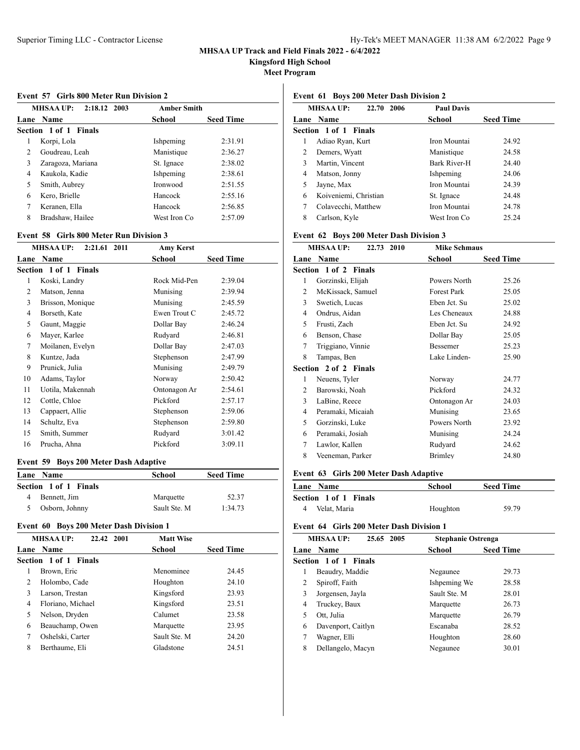# MHSAA UP Track and Field Finals 2022 - 6/4/2022

**Kingsford High School**

**Meet Program**

### Event 57 Girls 800 Meter Run Division 2

MHSAA UP: 2:18.12 2003 Amber Smith

| Lane | Name | School | Seed Time |
|---|---|---|---|
| **Section 1 of 1 Finals** | | | |
| 1 | Korpi, Lola | Ishpeming | 2:31.91 |
| 2 | Goudreau, Leah | Manistique | 2:36.27 |
| 3 | Zaragoza, Mariana | St. Ignace | 2:38.02 |
| 4 | Kaukola, Kadie | Ishpeming | 2:38.61 |
| 5 | Smith, Aubrey | Ironwood | 2:51.55 |
| 6 | Kero, Brielle | Hancock | 2:55.16 |
| 7 | Keranen, Ella | Hancock | 2:56.85 |
| 8 | Bradshaw, Hailee | West Iron Co | 2:57.09 |

### Event 58 Girls 800 Meter Run Division 3

MHSAA UP: 2:21.61 2011 Amy Kerst

| Lane | Name | School | Seed Time |
|---|---|---|---|
| **Section 1 of 1 Finals** | | | |
| 1 | Koski, Landry | Rock Mid-Pen | 2:39.04 |
| 2 | Matson, Jenna | Munising | 2:39.94 |
| 3 | Brisson, Monique | Munising | 2:45.59 |
| 4 | Borseth, Kate | Ewen Trout C | 2:45.72 |
| 5 | Gaunt, Maggie | Dollar Bay | 2:46.24 |
| 6 | Mayer, Karlee | Rudyard | 2:46.81 |
| 7 | Moilanen, Evelyn | Dollar Bay | 2:47.03 |
| 8 | Kuntze, Jada | Stephenson | 2:47.99 |
| 9 | Prunick, Julia | Munising | 2:49.79 |
| 10 | Adams, Taylor | Norway | 2:50.42 |
| 11 | Uotila, Makennah | Ontonagon Ar | 2:54.61 |
| 12 | Cottle, Chloe | Pickford | 2:57.17 |
| 13 | Cappaert, Allie | Stephenson | 2:59.06 |
| 14 | Schultz, Eva | Stephenson | 2:59.80 |
| 15 | Smith, Summer | Rudyard | 3:01.42 |
| 16 | Prucha, Ahna | Pickford | 3:09.11 |

### Event 59 Boys 200 Meter Dash Adaptive

| Lane | Name | School | Seed Time |
|---|---|---|---|
| **Section 1 of 1 Finals** | | | |
| 4 | Bennett, Jim | Marquette | 52.37 |
| 5 | Osborn, Johnny | Sault Ste. M | 1:34.73 |

### Event 60 Boys 200 Meter Dash Division 1

MHSAA UP: 22.42 2001 Matt Wise

| Lane | Name | School | Seed Time |
|---|---|---|---|
| **Section 1 of 1 Finals** | | | |
| 1 | Brown, Eric | Menominee | 24.45 |
| 2 | Holombo, Cade | Houghton | 24.10 |
| 3 | Larson, Trestan | Kingsford | 23.93 |
| 4 | Floriano, Michael | Kingsford | 23.51 |
| 5 | Nelson, Dryden | Calumet | 23.58 |
| 6 | Beauchamp, Owen | Marquette | 23.95 |
| 7 | Oshelski, Carter | Sault Ste. M | 24.20 |
| 8 | Berthaume, Eli | Gladstone | 24.51 |

### Event 61 Boys 200 Meter Dash Division 2

MHSAA UP: 22.70 2006 Paul Davis

| Lane | Name | School | Seed Time |
|---|---|---|---|
| **Section 1 of 1 Finals** | | | |
| 1 | Adiao Ryan, Kurt | Iron Mountai | 24.92 |
| 2 | Demers, Wyatt | Manistique | 24.58 |
| 3 | Martin, Vincent | Bark River-H | 24.40 |
| 4 | Matson, Jonny | Ishpeming | 24.06 |
| 5 | Jayne, Max | Iron Mountai | 24.39 |
| 6 | Koiveniemi, Christian | St. Ignace | 24.48 |
| 7 | Colavecchi, Matthew | Iron Mountai | 24.78 |
| 8 | Carlson, Kyle | West Iron Co | 25.24 |

### Event 62 Boys 200 Meter Dash Division 3

MHSAA UP: 22.73 2010 Mike Schmaus

| Lane | Name | School | Seed Time |
|---|---|---|---|
| **Section 1 of 2 Finals** | | | |
| 1 | Gorzinski, Elijah | Powers North | 25.26 |
| 2 | McKissack, Samuel | Forest Park | 25.05 |
| 3 | Swetich, Lucas | Eben Jct. Su | 25.02 |
| 4 | Ondrus, Aidan | Les Cheneaux | 24.88 |
| 5 | Frusti, Zach | Eben Jct. Su | 24.92 |
| 6 | Benson, Chase | Dollar Bay | 25.05 |
| 7 | Triggiano, Vinnie | Bessemer | 25.23 |
| 8 | Tampas, Ben | Lake Linden- | 25.90 |
| **Section 2 of 2 Finals** | | | |
| 1 | Neuens, Tyler | Norway | 24.77 |
| 2 | Barowski, Noah | Pickford | 24.32 |
| 3 | LaBine, Reece | Ontonagon Ar | 24.03 |
| 4 | Peramaki, Micaiah | Munising | 23.65 |
| 5 | Gorzinski, Luke | Powers North | 23.92 |
| 6 | Peramaki, Josiah | Munising | 24.24 |
| 7 | Lawlor, Kallen | Rudyard | 24.62 |
| 8 | Veeneman, Parker | Brimley | 24.80 |

### Event 63 Girls 200 Meter Dash Adaptive

| Lane | Name | School | Seed Time |
|---|---|---|---|
| **Section 1 of 1 Finals** | | | |
| 4 | Velat, Maria | Houghton | 59.79 |

### Event 64 Girls 200 Meter Dash Division 1

MHSAA UP: 25.65 2005 Stephanie Ostrenga

| Lane | Name | School | Seed Time |
|---|---|---|---|
| **Section 1 of 1 Finals** | | | |
| 1 | Beaudry, Maddie | Negaunee | 29.73 |
| 2 | Spiroff, Faith | Ishpeming We | 28.58 |
| 3 | Jorgensen, Jayla | Sault Ste. M | 28.01 |
| 4 | Truckey, Baux | Marquette | 26.73 |
| 5 | Ott, Julia | Marquette | 26.79 |
| 6 | Davenport, Caitlyn | Escanaba | 28.52 |
| 7 | Wagner, Elli | Houghton | 28.60 |
| 8 | Dellangelo, Macyn | Negaunee | 30.01 |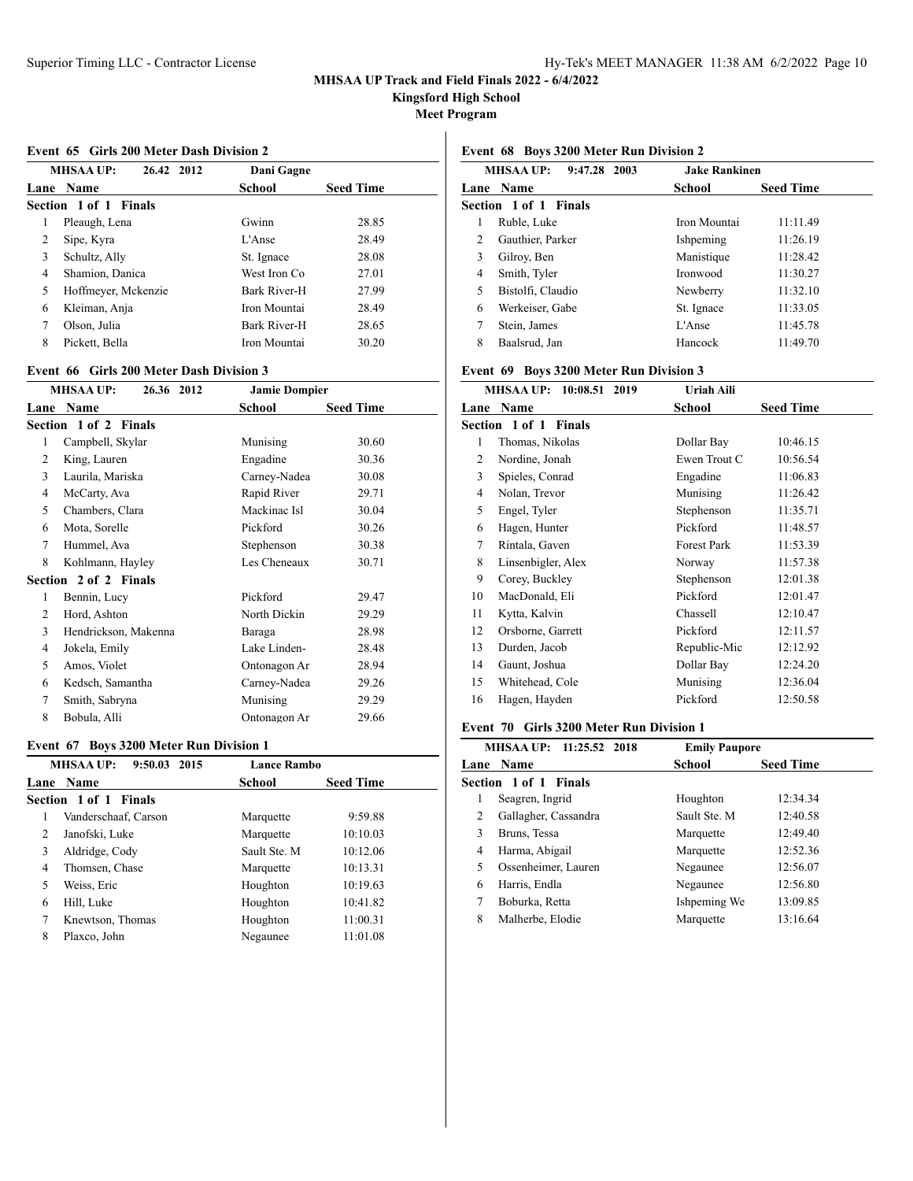**MHSAA UP Track and Field Finals 2022 - 6/4/2022**
**Kingsford High School**
**Meet Program**

### Event 65 Girls 200 Meter Dash Division 2

MHSAA UP: 26.42 2012 Dani Gagne

| Lane | Name | School | Seed Time |
|---|---|---|---|
| **Section 1 of 1 Finals** | | | |
| 1 | Pleaugh, Lena | Gwinn | 28.85 |
| 2 | Sipe, Kyra | L'Anse | 28.49 |
| 3 | Schultz, Ally | St. Ignace | 28.08 |
| 4 | Shamion, Danica | West Iron Co | 27.01 |
| 5 | Hoffmeyer, Mckenzie | Bark River-H | 27.99 |
| 6 | Kleiman, Anja | Iron Mountai | 28.49 |
| 7 | Olson, Julia | Bark River-H | 28.65 |
| 8 | Pickett, Bella | Iron Mountai | 30.20 |

### Event 66 Girls 200 Meter Dash Division 3

MHSAA UP: 26.36 2012 Jamie Dompier

| Lane | Name | School | Seed Time |
|---|---|---|---|
| **Section 1 of 2 Finals** | | | |
| 1 | Campbell, Skylar | Munising | 30.60 |
| 2 | King, Lauren | Engadine | 30.36 |
| 3 | Laurila, Mariska | Carney-Nadea | 30.08 |
| 4 | McCarty, Ava | Rapid River | 29.71 |
| 5 | Chambers, Clara | Mackinac Isl | 30.04 |
| 6 | Mota, Sorelle | Pickford | 30.26 |
| 7 | Hummel, Ava | Stephenson | 30.38 |
| 8 | Kohlmann, Hayley | Les Cheneaux | 30.71 |
| **Section 2 of 2 Finals** | | | |
| 1 | Bennin, Lucy | Pickford | 29.47 |
| 2 | Hord, Ashton | North Dickin | 29.29 |
| 3 | Hendrickson, Makenna | Baraga | 28.98 |
| 4 | Jokela, Emily | Lake Linden- | 28.48 |
| 5 | Amos, Violet | Ontonagon Ar | 28.94 |
| 6 | Kedsch, Samantha | Carney-Nadea | 29.26 |
| 7 | Smith, Sabryna | Munising | 29.29 |
| 8 | Bobula, Alli | Ontonagon Ar | 29.66 |

### Event 67 Boys 3200 Meter Run Division 1

MHSAA UP: 9:50.03 2015 Lance Rambo

| Lane | Name | School | Seed Time |
|---|---|---|---|
| **Section 1 of 1 Finals** | | | |
| 1 | Vanderschaaf, Carson | Marquette | 9:59.88 |
| 2 | Janofski, Luke | Marquette | 10:10.03 |
| 3 | Aldridge, Cody | Sault Ste. M | 10:12.06 |
| 4 | Thomsen, Chase | Marquette | 10:13.31 |
| 5 | Weiss, Eric | Houghton | 10:19.63 |
| 6 | Hill, Luke | Houghton | 10:41.82 |
| 7 | Knewtson, Thomas | Houghton | 11:00.31 |
| 8 | Plaxco, John | Negaunee | 11:01.08 |

### Event 68 Boys 3200 Meter Run Division 2

MHSAA UP: 9:47.28 2003 Jake Rankinen

| Lane | Name | School | Seed Time |
|---|---|---|---|
| **Section 1 of 1 Finals** | | | |
| 1 | Ruble, Luke | Iron Mountai | 11:11.49 |
| 2 | Gauthier, Parker | Ishpeming | 11:26.19 |
| 3 | Gilroy, Ben | Manistique | 11:28.42 |
| 4 | Smith, Tyler | Ironwood | 11:30.27 |
| 5 | Bistolfi, Claudio | Newberry | 11:32.10 |
| 6 | Werkeiser, Gabe | St. Ignace | 11:33.05 |
| 7 | Stein, James | L'Anse | 11:45.78 |
| 8 | Baalsrud, Jan | Hancock | 11:49.70 |

### Event 69 Boys 3200 Meter Run Division 3

MHSAA UP: 10:08.51 2019 Uriah Aili

| Lane | Name | School | Seed Time |
|---|---|---|---|
| **Section 1 of 1 Finals** | | | |
| 1 | Thomas, Nikolas | Dollar Bay | 10:46.15 |
| 2 | Nordine, Jonah | Ewen Trout C | 10:56.54 |
| 3 | Spieles, Conrad | Engadine | 11:06.83 |
| 4 | Nolan, Trevor | Munising | 11:26.42 |
| 5 | Engel, Tyler | Stephenson | 11:35.71 |
| 6 | Hagen, Hunter | Pickford | 11:48.57 |
| 7 | Rintala, Gaven | Forest Park | 11:53.39 |
| 8 | Linsenbigler, Alex | Norway | 11:57.38 |
| 9 | Corey, Buckley | Stephenson | 12:01.38 |
| 10 | MacDonald, Eli | Pickford | 12:01.47 |
| 11 | Kytta, Kalvin | Chassell | 12:10.47 |
| 12 | Orsborne, Garrett | Pickford | 12:11.57 |
| 13 | Durden, Jacob | Republic-Mic | 12:12.92 |
| 14 | Gaunt, Joshua | Dollar Bay | 12:24.20 |
| 15 | Whitehead, Cole | Munising | 12:36.04 |
| 16 | Hagen, Hayden | Pickford | 12:50.58 |

### Event 70 Girls 3200 Meter Run Division 1

MHSAA UP: 11:25.52 2018 Emily Paupore

| Lane | Name | School | Seed Time |
|---|---|---|---|
| **Section 1 of 1 Finals** | | | |
| 1 | Seagren, Ingrid | Houghton | 12:34.34 |
| 2 | Gallagher, Cassandra | Sault Ste. M | 12:40.58 |
| 3 | Bruns, Tessa | Marquette | 12:49.40 |
| 4 | Harma, Abigail | Marquette | 12:52.36 |
| 5 | Ossenheimer, Lauren | Negaunee | 12:56.07 |
| 6 | Harris, Endla | Negaunee | 12:56.80 |
| 7 | Boburka, Retta | Ishpeming We | 13:09.85 |
| 8 | Malherbe, Elodie | Marquette | 13:16.64 |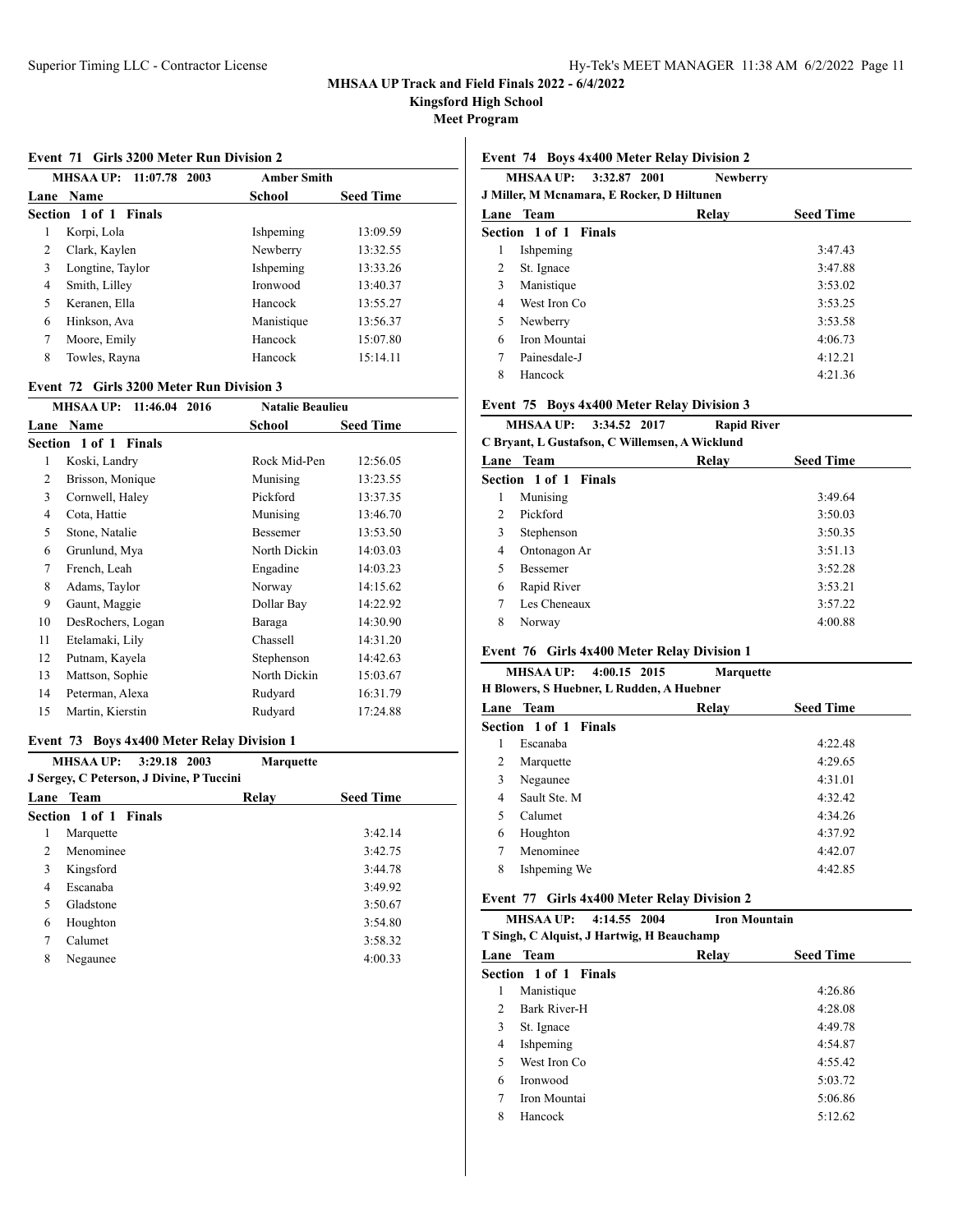# MHSAA UP Track and Field Finals 2022 - 6/4/2022

**Kingsford High School**

**Meet Program**

### Event 71 Girls 3200 Meter Run Division 2

MHSAA UP: 11:07.78 2003 Amber Smith

| Lane | Name | School | Seed Time |
|---|---|---|---|
| **Section 1 of 1 Finals** | | | |
| 1 | Korpi, Lola | Ishpeming | 13:09.59 |
| 2 | Clark, Kaylen | Newberry | 13:32.55 |
| 3 | Longtine, Taylor | Ishpeming | 13:33.26 |
| 4 | Smith, Lilley | Ironwood | 13:40.37 |
| 5 | Keranen, Ella | Hancock | 13:55.27 |
| 6 | Hinkson, Ava | Manistique | 13:56.37 |
| 7 | Moore, Emily | Hancock | 15:07.80 |
| 8 | Towles, Rayna | Hancock | 15:14.11 |

### Event 72 Girls 3200 Meter Run Division 3

MHSAA UP: 11:46.04 2016 Natalie Beaulieu

| Lane | Name | School | Seed Time |
|---|---|---|---|
| **Section 1 of 1 Finals** | | | |
| 1 | Koski, Landry | Rock Mid-Pen | 12:56.05 |
| 2 | Brisson, Monique | Munising | 13:23.55 |
| 3 | Cornwell, Haley | Pickford | 13:37.35 |
| 4 | Cota, Hattie | Munising | 13:46.70 |
| 5 | Stone, Natalie | Bessemer | 13:53.50 |
| 6 | Grunlund, Mya | North Dickin | 14:03.03 |
| 7 | French, Leah | Engadine | 14:03.23 |
| 8 | Adams, Taylor | Norway | 14:15.62 |
| 9 | Gaunt, Maggie | Dollar Bay | 14:22.92 |
| 10 | DesRochers, Logan | Baraga | 14:30.90 |
| 11 | Etelamaki, Lily | Chassell | 14:31.20 |
| 12 | Putnam, Kayela | Stephenson | 14:42.63 |
| 13 | Mattson, Sophie | North Dickin | 15:03.67 |
| 14 | Peterman, Alexa | Rudyard | 16:31.79 |
| 15 | Martin, Kierstin | Rudyard | 17:24.88 |

### Event 73 Boys 4x400 Meter Relay Division 1

MHSAA UP: 3:29.18 2003 Marquette

J Sergey, C Peterson, J Divine, P Tuccini

| Lane | Team | Relay | Seed Time |
|---|---|---|---|
| **Section 1 of 1 Finals** | | | |
| 1 | Marquette | | 3:42.14 |
| 2 | Menominee | | 3:42.75 |
| 3 | Kingsford | | 3:44.78 |
| 4 | Escanaba | | 3:49.92 |
| 5 | Gladstone | | 3:50.67 |
| 6 | Houghton | | 3:54.80 |
| 7 | Calumet | | 3:58.32 |
| 8 | Negaunee | | 4:00.33 |

### Event 74 Boys 4x400 Meter Relay Division 2

MHSAA UP: 3:32.87 2001 Newberry

J Miller, M Mcnamara, E Rocker, D Hiltunen

| Lane | Team | Relay | Seed Time |
|---|---|---|---|
| **Section 1 of 1 Finals** | | | |
| 1 | Ishpeming | | 3:47.43 |
| 2 | St. Ignace | | 3:47.88 |
| 3 | Manistique | | 3:53.02 |
| 4 | West Iron Co | | 3:53.25 |
| 5 | Newberry | | 3:53.58 |
| 6 | Iron Mountai | | 4:06.73 |
| 7 | Painesdale-J | | 4:12.21 |
| 8 | Hancock | | 4:21.36 |

### Event 75 Boys 4x400 Meter Relay Division 3

MHSAA UP: 3:34.52 2017 Rapid River

C Bryant, L Gustafson, C Willemsen, A Wicklund

| Lane | Team | Relay | Seed Time |
|---|---|---|---|
| **Section 1 of 1 Finals** | | | |
| 1 | Munising | | 3:49.64 |
| 2 | Pickford | | 3:50.03 |
| 3 | Stephenson | | 3:50.35 |
| 4 | Ontonagon Ar | | 3:51.13 |
| 5 | Bessemer | | 3:52.28 |
| 6 | Rapid River | | 3:53.21 |
| 7 | Les Cheneaux | | 3:57.22 |
| 8 | Norway | | 4:00.88 |

### Event 76 Girls 4x400 Meter Relay Division 1

MHSAA UP: 4:00.15 2015 Marquette

H Blowers, S Huebner, L Rudden, A Huebner

| Lane | Team | Relay | Seed Time |
|---|---|---|---|
| **Section 1 of 1 Finals** | | | |
| 1 | Escanaba | | 4:22.48 |
| 2 | Marquette | | 4:29.65 |
| 3 | Negaunee | | 4:31.01 |
| 4 | Sault Ste. M | | 4:32.42 |
| 5 | Calumet | | 4:34.26 |
| 6 | Houghton | | 4:37.92 |
| 7 | Menominee | | 4:42.07 |
| 8 | Ishpeming We | | 4:42.85 |

### Event 77 Girls 4x400 Meter Relay Division 2

MHSAA UP: 4:14.55 2004 Iron Mountain

T Singh, C Alquist, J Hartwig, H Beauchamp

| Lane | Team | Relay | Seed Time |
|---|---|---|---|
| **Section 1 of 1 Finals** | | | |
| 1 | Manistique | | 4:26.86 |
| 2 | Bark River-H | | 4:28.08 |
| 3 | St. Ignace | | 4:49.78 |
| 4 | Ishpeming | | 4:54.87 |
| 5 | West Iron Co | | 4:55.42 |
| 6 | Ironwood | | 5:03.72 |
| 7 | Iron Mountai | | 5:06.86 |
| 8 | Hancock | | 5:12.62 |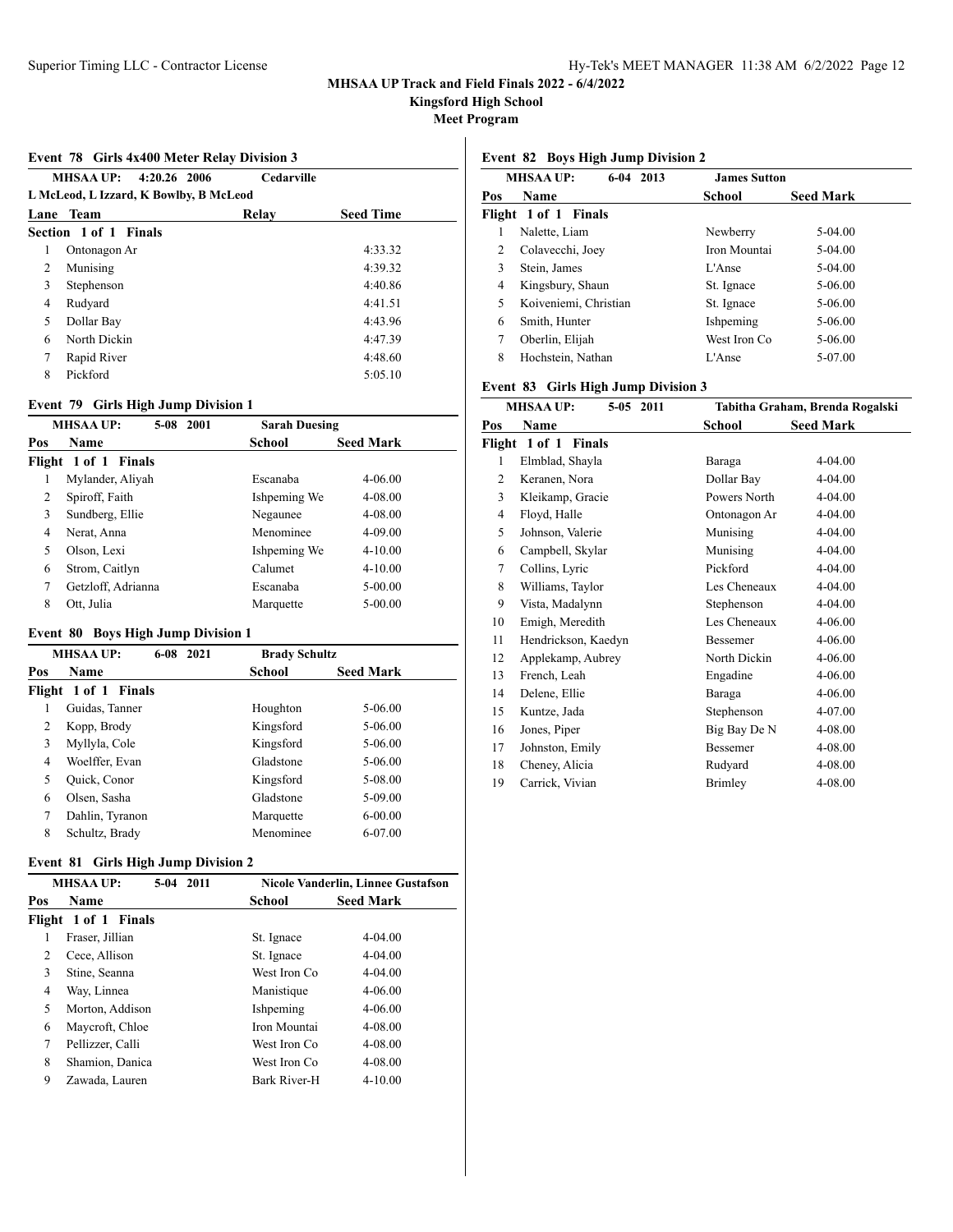**MHSAA UP Track and Field Finals 2022 - 6/4/2022**

**Kingsford High School**

**Meet Program**

### Event 78 Girls 4x400 Meter Relay Division 3

MHSAA UP: 4:20.26 2006 Cedarville
L McLeod, L Izzard, K Bowlby, B McLeod

| Lane | Team | Relay | Seed Time |
|---|---|---|---|
| **Section 1 of 1 Finals** | | | |
| 1 | Ontonagon Ar | | 4:33.32 |
| 2 | Munising | | 4:39.32 |
| 3 | Stephenson | | 4:40.86 |
| 4 | Rudyard | | 4:41.51 |
| 5 | Dollar Bay | | 4:43.96 |
| 6 | North Dickin | | 4:47.39 |
| 7 | Rapid River | | 4:48.60 |
| 8 | Pickford | | 5:05.10 |

### Event 79 Girls High Jump Division 1

MHSAA UP: 5-08 2001 Sarah Duesing

| Pos | Name | School | Seed Mark |
|---|---|---|---|
| **Flight 1 of 1 Finals** | | | |
| 1 | Mylander, Aliyah | Escanaba | 4-06.00 |
| 2 | Spiroff, Faith | Ishpeming We | 4-08.00 |
| 3 | Sundberg, Ellie | Negaunee | 4-08.00 |
| 4 | Nerat, Anna | Menominee | 4-09.00 |
| 5 | Olson, Lexi | Ishpeming We | 4-10.00 |
| 6 | Strom, Caitlyn | Calumet | 4-10.00 |
| 7 | Getzloff, Adrianna | Escanaba | 5-00.00 |
| 8 | Ott, Julia | Marquette | 5-00.00 |

### Event 80 Boys High Jump Division 1

MHSAA UP: 6-08 2021 Brady Schultz

| Pos | Name | School | Seed Mark |
|---|---|---|---|
| **Flight 1 of 1 Finals** | | | |
| 1 | Guidas, Tanner | Houghton | 5-06.00 |
| 2 | Kopp, Brody | Kingsford | 5-06.00 |
| 3 | Myllyla, Cole | Kingsford | 5-06.00 |
| 4 | Woelffer, Evan | Gladstone | 5-06.00 |
| 5 | Quick, Conor | Kingsford | 5-08.00 |
| 6 | Olsen, Sasha | Gladstone | 5-09.00 |
| 7 | Dahlin, Tyranon | Marquette | 6-00.00 |
| 8 | Schultz, Brady | Menominee | 6-07.00 |

### Event 81 Girls High Jump Division 2

MHSAA UP: 5-04 2011 Nicole Vanderlin, Linnee Gustafson

| Pos | Name | School | Seed Mark |
|---|---|---|---|
| **Flight 1 of 1 Finals** | | | |
| 1 | Fraser, Jillian | St. Ignace | 4-04.00 |
| 2 | Cece, Allison | St. Ignace | 4-04.00 |
| 3 | Stine, Seanna | West Iron Co | 4-04.00 |
| 4 | Way, Linnea | Manistique | 4-06.00 |
| 5 | Morton, Addison | Ishpeming | 4-06.00 |
| 6 | Maycroft, Chloe | Iron Mountai | 4-08.00 |
| 7 | Pellizzer, Calli | West Iron Co | 4-08.00 |
| 8 | Shamion, Danica | West Iron Co | 4-08.00 |
| 9 | Zawada, Lauren | Bark River-H | 4-10.00 |

### Event 82 Boys High Jump Division 2

MHSAA UP: 6-04 2013 James Sutton

| Pos | Name | School | Seed Mark |
|---|---|---|---|
| **Flight 1 of 1 Finals** | | | |
| 1 | Nalette, Liam | Newberry | 5-04.00 |
| 2 | Colavecchi, Joey | Iron Mountai | 5-04.00 |
| 3 | Stein, James | L'Anse | 5-04.00 |
| 4 | Kingsbury, Shaun | St. Ignace | 5-06.00 |
| 5 | Koiveniemi, Christian | St. Ignace | 5-06.00 |
| 6 | Smith, Hunter | Ishpeming | 5-06.00 |
| 7 | Oberlin, Elijah | West Iron Co | 5-06.00 |
| 8 | Hochstein, Nathan | L'Anse | 5-07.00 |

### Event 83 Girls High Jump Division 3

MHSAA UP: 5-05 2011 Tabitha Graham, Brenda Rogalski

| Pos | Name | School | Seed Mark |
|---|---|---|---|
| **Flight 1 of 1 Finals** | | | |
| 1 | Elmblad, Shayla | Baraga | 4-04.00 |
| 2 | Keranen, Nora | Dollar Bay | 4-04.00 |
| 3 | Kleikamp, Gracie | Powers North | 4-04.00 |
| 4 | Floyd, Halle | Ontonagon Ar | 4-04.00 |
| 5 | Johnson, Valerie | Munising | 4-04.00 |
| 6 | Campbell, Skylar | Munising | 4-04.00 |
| 7 | Collins, Lyric | Pickford | 4-04.00 |
| 8 | Williams, Taylor | Les Cheneaux | 4-04.00 |
| 9 | Vista, Madalynn | Stephenson | 4-04.00 |
| 10 | Emigh, Meredith | Les Cheneaux | 4-06.00 |
| 11 | Hendrickson, Kaedyn | Bessemer | 4-06.00 |
| 12 | Applekamp, Aubrey | North Dickin | 4-06.00 |
| 13 | French, Leah | Engadine | 4-06.00 |
| 14 | Delene, Ellie | Baraga | 4-06.00 |
| 15 | Kuntze, Jada | Stephenson | 4-07.00 |
| 16 | Jones, Piper | Big Bay De N | 4-08.00 |
| 17 | Johnston, Emily | Bessemer | 4-08.00 |
| 18 | Cheney, Alicia | Rudyard | 4-08.00 |
| 19 | Carrick, Vivian | Brimley | 4-08.00 |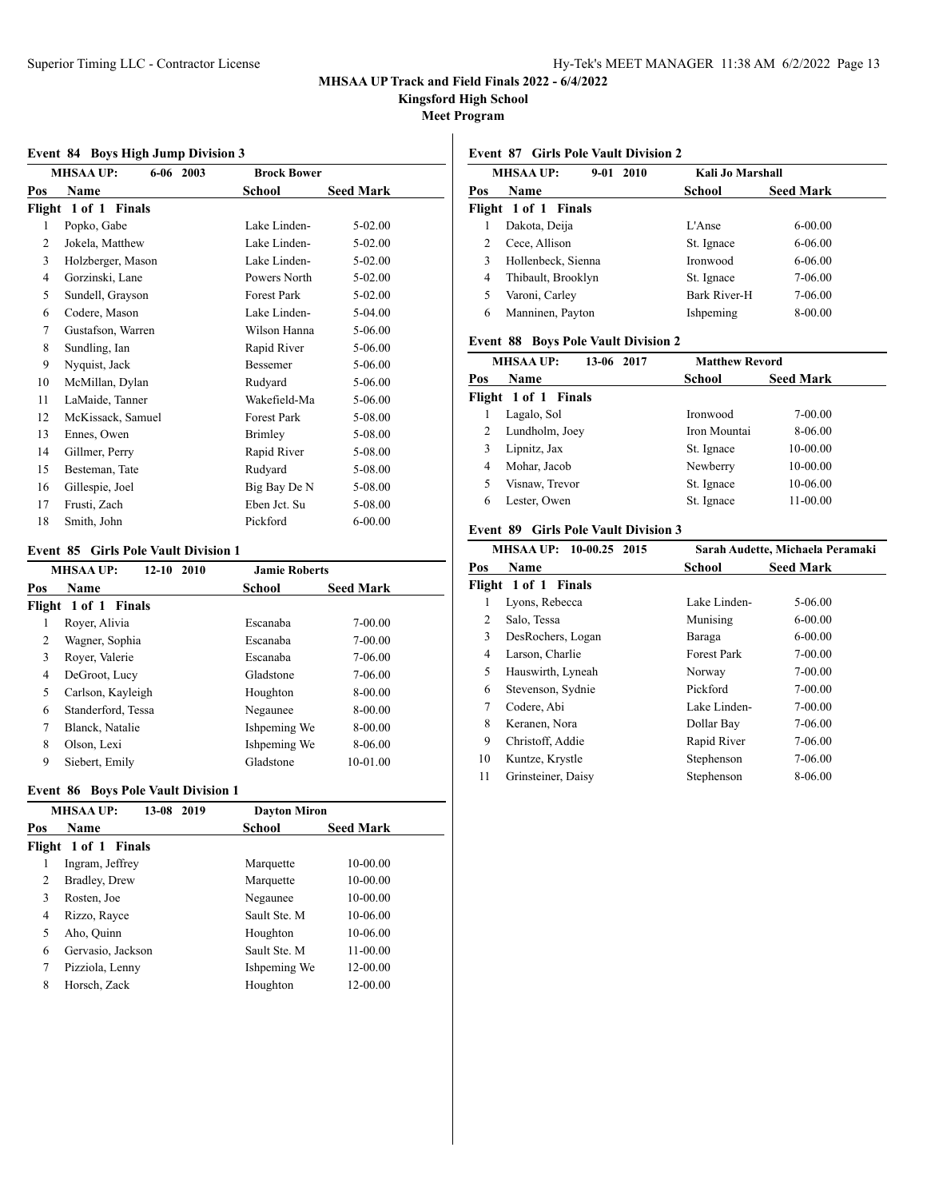**MHSAA UP Track and Field Finals 2022 - 6/4/2022**
**Kingsford High School**
**Meet Program**

### Event 84 Boys High Jump Division 3

MHSAA UP: 6-06 2003 Brock Bower

| Pos | Name | School | Seed Mark |
|---|---|---|---|
| **Flight 1 of 1 Finals** | | | |
| 1 | Popko, Gabe | Lake Linden- | 5-02.00 |
| 2 | Jokela, Matthew | Lake Linden- | 5-02.00 |
| 3 | Holzberger, Mason | Lake Linden- | 5-02.00 |
| 4 | Gorzinski, Lane | Powers North | 5-02.00 |
| 5 | Sundell, Grayson | Forest Park | 5-02.00 |
| 6 | Codere, Mason | Lake Linden- | 5-04.00 |
| 7 | Gustafson, Warren | Wilson Hanna | 5-06.00 |
| 8 | Sundling, Ian | Rapid River | 5-06.00 |
| 9 | Nyquist, Jack | Bessemer | 5-06.00 |
| 10 | McMillan, Dylan | Rudyard | 5-06.00 |
| 11 | LaMaide, Tanner | Wakefield-Ma | 5-06.00 |
| 12 | McKissack, Samuel | Forest Park | 5-08.00 |
| 13 | Ennes, Owen | Brimley | 5-08.00 |
| 14 | Gillmer, Perry | Rapid River | 5-08.00 |
| 15 | Besteman, Tate | Rudyard | 5-08.00 |
| 16 | Gillespie, Joel | Big Bay De N | 5-08.00 |
| 17 | Frusti, Zach | Eben Jct. Su | 5-08.00 |
| 18 | Smith, John | Pickford | 6-00.00 |

### Event 85 Girls Pole Vault Division 1

MHSAA UP: 12-10 2010 Jamie Roberts

| Pos | Name | School | Seed Mark |
|---|---|---|---|
| **Flight 1 of 1 Finals** | | | |
| 1 | Royer, Alivia | Escanaba | 7-00.00 |
| 2 | Wagner, Sophia | Escanaba | 7-00.00 |
| 3 | Royer, Valerie | Escanaba | 7-06.00 |
| 4 | DeGroot, Lucy | Gladstone | 7-06.00 |
| 5 | Carlson, Kayleigh | Houghton | 8-00.00 |
| 6 | Standerford, Tessa | Negaunee | 8-00.00 |
| 7 | Blanck, Natalie | Ishpeming We | 8-00.00 |
| 8 | Olson, Lexi | Ishpeming We | 8-06.00 |
| 9 | Siebert, Emily | Gladstone | 10-01.00 |

### Event 86 Boys Pole Vault Division 1

MHSAA UP: 13-08 2019 Dayton Miron

| Pos | Name | School | Seed Mark |
|---|---|---|---|
| **Flight 1 of 1 Finals** | | | |
| 1 | Ingram, Jeffrey | Marquette | 10-00.00 |
| 2 | Bradley, Drew | Marquette | 10-00.00 |
| 3 | Rosten, Joe | Negaunee | 10-00.00 |
| 4 | Rizzo, Rayce | Sault Ste. M | 10-06.00 |
| 5 | Aho, Quinn | Houghton | 10-06.00 |
| 6 | Gervasio, Jackson | Sault Ste. M | 11-00.00 |
| 7 | Pizziola, Lenny | Ishpeming We | 12-00.00 |
| 8 | Horsch, Zack | Houghton | 12-00.00 |

### Event 87 Girls Pole Vault Division 2

MHSAA UP: 9-01 2010 Kali Jo Marshall

| Pos | Name | School | Seed Mark |
|---|---|---|---|
| **Flight 1 of 1 Finals** | | | |
| 1 | Dakota, Deija | L'Anse | 6-00.00 |
| 2 | Cece, Allison | St. Ignace | 6-06.00 |
| 3 | Hollenbeck, Sienna | Ironwood | 6-06.00 |
| 4 | Thibault, Brooklyn | St. Ignace | 7-06.00 |
| 5 | Varoni, Carley | Bark River-H | 7-06.00 |
| 6 | Manninen, Payton | Ishpeming | 8-00.00 |

### Event 88 Boys Pole Vault Division 2

MHSAA UP: 13-06 2017 Matthew Revord

| Pos | Name | School | Seed Mark |
|---|---|---|---|
| **Flight 1 of 1 Finals** | | | |
| 1 | Lagalo, Sol | Ironwood | 7-00.00 |
| 2 | Lundholm, Joey | Iron Mountai | 8-06.00 |
| 3 | Lipnitz, Jax | St. Ignace | 10-00.00 |
| 4 | Mohar, Jacob | Newberry | 10-00.00 |
| 5 | Visnaw, Trevor | St. Ignace | 10-06.00 |
| 6 | Lester, Owen | St. Ignace | 11-00.00 |

### Event 89 Girls Pole Vault Division 3

MHSAA UP: 10-00.25 2015 Sarah Audette, Michaela Peramaki

| Pos | Name | School | Seed Mark |
|---|---|---|---|
| **Flight 1 of 1 Finals** | | | |
| 1 | Lyons, Rebecca | Lake Linden- | 5-06.00 |
| 2 | Salo, Tessa | Munising | 6-00.00 |
| 3 | DesRochers, Logan | Baraga | 6-00.00 |
| 4 | Larson, Charlie | Forest Park | 7-00.00 |
| 5 | Hauswirth, Lyneah | Norway | 7-00.00 |
| 6 | Stevenson, Sydnie | Pickford | 7-00.00 |
| 7 | Codere, Abi | Lake Linden- | 7-00.00 |
| 8 | Keranen, Nora | Dollar Bay | 7-06.00 |
| 9 | Christoff, Addie | Rapid River | 7-06.00 |
| 10 | Kuntze, Krystle | Stephenson | 7-06.00 |
| 11 | Grinsteiner, Daisy | Stephenson | 8-06.00 |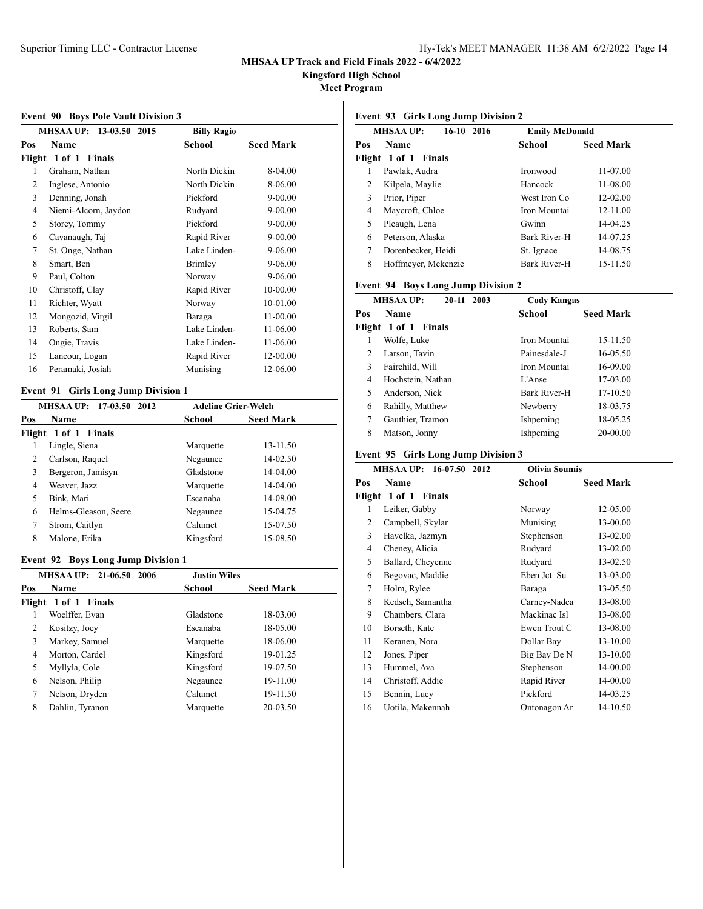**MHSAA UP Track and Field Finals 2022 - 6/4/2022**
**Kingsford High School**
**Meet Program**

### Event 90 Boys Pole Vault Division 3

MHSAA UP: 13-03.50 2015 Billy Ragio

| Pos | Name | School | Seed Mark |
|---|---|---|---|
| **Flight 1 of 1 Finals** | | | |
| 1 | Graham, Nathan | North Dickin | 8-04.00 |
| 2 | Inglese, Antonio | North Dickin | 8-06.00 |
| 3 | Denning, Jonah | Pickford | 9-00.00 |
| 4 | Niemi-Alcorn, Jaydon | Rudyard | 9-00.00 |
| 5 | Storey, Tommy | Pickford | 9-00.00 |
| 6 | Cavanaugh, Taj | Rapid River | 9-00.00 |
| 7 | St. Onge, Nathan | Lake Linden- | 9-06.00 |
| 8 | Smart, Ben | Brimley | 9-06.00 |
| 9 | Paul, Colton | Norway | 9-06.00 |
| 10 | Christoff, Clay | Rapid River | 10-00.00 |
| 11 | Richter, Wyatt | Norway | 10-01.00 |
| 12 | Mongozid, Virgil | Baraga | 11-00.00 |
| 13 | Roberts, Sam | Lake Linden- | 11-06.00 |
| 14 | Ongie, Travis | Lake Linden- | 11-06.00 |
| 15 | Lancour, Logan | Rapid River | 12-00.00 |
| 16 | Peramaki, Josiah | Munising | 12-06.00 |

### Event 91 Girls Long Jump Division 1

MHSAA UP: 17-03.50 2012 Adeline Grier-Welch

| Pos | Name | School | Seed Mark |
|---|---|---|---|
| **Flight 1 of 1 Finals** | | | |
| 1 | Lingle, Siena | Marquette | 13-11.50 |
| 2 | Carlson, Raquel | Negaunee | 14-02.50 |
| 3 | Bergeron, Jamisyn | Gladstone | 14-04.00 |
| 4 | Weaver, Jazz | Marquette | 14-04.00 |
| 5 | Bink, Mari | Escanaba | 14-08.00 |
| 6 | Helms-Gleason, Seere | Negaunee | 15-04.75 |
| 7 | Strom, Caitlyn | Calumet | 15-07.50 |
| 8 | Malone, Erika | Kingsford | 15-08.50 |

### Event 92 Boys Long Jump Division 1

MHSAA UP: 21-06.50 2006 Justin Wiles

| Pos | Name | School | Seed Mark |
|---|---|---|---|
| **Flight 1 of 1 Finals** | | | |
| 1 | Woelffer, Evan | Gladstone | 18-03.00 |
| 2 | Kositzy, Joey | Escanaba | 18-05.00 |
| 3 | Markey, Samuel | Marquette | 18-06.00 |
| 4 | Morton, Cardel | Kingsford | 19-01.25 |
| 5 | Myllyla, Cole | Kingsford | 19-07.50 |
| 6 | Nelson, Philip | Negaunee | 19-11.00 |
| 7 | Nelson, Dryden | Calumet | 19-11.50 |
| 8 | Dahlin, Tyranon | Marquette | 20-03.50 |

### Event 93 Girls Long Jump Division 2

MHSAA UP: 16-10 2016 Emily McDonald

| Pos | Name | School | Seed Mark |
|---|---|---|---|
| **Flight 1 of 1 Finals** | | | |
| 1 | Pawlak, Audra | Ironwood | 11-07.00 |
| 2 | Kilpela, Maylie | Hancock | 11-08.00 |
| 3 | Prior, Piper | West Iron Co | 12-02.00 |
| 4 | Maycroft, Chloe | Iron Mountai | 12-11.00 |
| 5 | Pleaugh, Lena | Gwinn | 14-04.25 |
| 6 | Peterson, Alaska | Bark River-H | 14-07.25 |
| 7 | Dorenbecker, Heidi | St. Ignace | 14-08.75 |
| 8 | Hoffmeyer, Mckenzie | Bark River-H | 15-11.50 |

### Event 94 Boys Long Jump Division 2

MHSAA UP: 20-11 2003 Cody Kangas

| Pos | Name | School | Seed Mark |
|---|---|---|---|
| **Flight 1 of 1 Finals** | | | |
| 1 | Wolfe, Luke | Iron Mountai | 15-11.50 |
| 2 | Larson, Tavin | Painesdale-J | 16-05.50 |
| 3 | Fairchild, Will | Iron Mountai | 16-09.00 |
| 4 | Hochstein, Nathan | L'Anse | 17-03.00 |
| 5 | Anderson, Nick | Bark River-H | 17-10.50 |
| 6 | Rahilly, Matthew | Newberry | 18-03.75 |
| 7 | Gauthier, Tramon | Ishpeming | 18-05.25 |
| 8 | Matson, Jonny | Ishpeming | 20-00.00 |

### Event 95 Girls Long Jump Division 3

MHSAA UP: 16-07.50 2012 Olivia Soumis

| Pos | Name | School | Seed Mark |
|---|---|---|---|
| **Flight 1 of 1 Finals** | | | |
| 1 | Leiker, Gabby | Norway | 12-05.00 |
| 2 | Campbell, Skylar | Munising | 13-00.00 |
| 3 | Havelka, Jazmyn | Stephenson | 13-02.00 |
| 4 | Cheney, Alicia | Rudyard | 13-02.00 |
| 5 | Ballard, Cheyenne | Rudyard | 13-02.50 |
| 6 | Begovac, Maddie | Eben Jct. Su | 13-03.00 |
| 7 | Holm, Rylee | Baraga | 13-05.50 |
| 8 | Kedsch, Samantha | Carney-Nadea | 13-08.00 |
| 9 | Chambers, Clara | Mackinac Isl | 13-08.00 |
| 10 | Borseth, Kate | Ewen Trout C | 13-08.00 |
| 11 | Keranen, Nora | Dollar Bay | 13-10.00 |
| 12 | Jones, Piper | Big Bay De N | 13-10.00 |
| 13 | Hummel, Ava | Stephenson | 14-00.00 |
| 14 | Christoff, Addie | Rapid River | 14-00.00 |
| 15 | Bennin, Lucy | Pickford | 14-03.25 |
| 16 | Uotila, Makennah | Ontonagon Ar | 14-10.50 |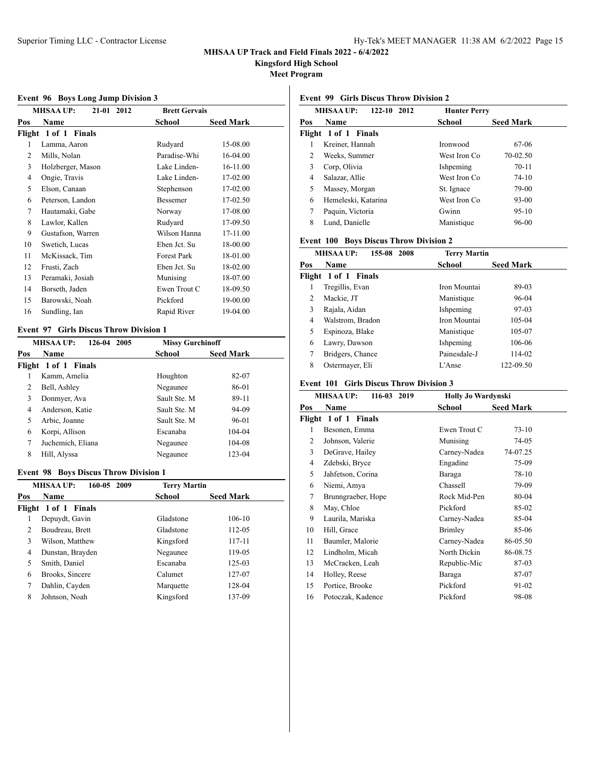# MHSAA UP Track and Field Finals 2022 - 6/4/2022

**Kingsford High School**

**Meet Program**

### Event 96 Boys Long Jump Division 3

MHSAA UP: 21-01 2012 Brett Gervais

| Pos | Name | School | Seed Mark |
|---|---|---|---|
| **Flight 1 of 1 Finals** | | | |
| 1 | Lamma, Aaron | Rudyard | 15-08.00 |
| 2 | Mills, Nolan | Paradise-Whi | 16-04.00 |
| 3 | Holzberger, Mason | Lake Linden- | 16-11.00 |
| 4 | Ongie, Travis | Lake Linden- | 17-02.00 |
| 5 | Elson, Canaan | Stephenson | 17-02.00 |
| 6 | Peterson, Landon | Bessemer | 17-02.50 |
| 7 | Hautamaki, Gabe | Norway | 17-08.00 |
| 8 | Lawlor, Kallen | Rudyard | 17-09.50 |
| 9 | Gustafson, Warren | Wilson Hanna | 17-11.00 |
| 10 | Swetich, Lucas | Eben Jct. Su | 18-00.00 |
| 11 | McKissack, Tim | Forest Park | 18-01.00 |
| 12 | Frusti, Zach | Eben Jct. Su | 18-02.00 |
| 13 | Peramaki, Josiah | Munising | 18-07.00 |
| 14 | Borseth, Jaden | Ewen Trout C | 18-09.50 |
| 15 | Barowski, Noah | Pickford | 19-00.00 |
| 16 | Sundling, Ian | Rapid River | 19-04.00 |

### Event 97 Girls Discus Throw Division 1

MHSAA UP: 126-04 2005 Missy Gurchinoff

| Pos | Name | School | Seed Mark |
|---|---|---|---|
| **Flight 1 of 1 Finals** | | | |
| 1 | Kamm, Amelia | Houghton | 82-07 |
| 2 | Bell, Ashley | Negaunee | 86-01 |
| 3 | Donmyer, Ava | Sault Ste. M | 89-11 |
| 4 | Anderson, Katie | Sault Ste. M | 94-09 |
| 5 | Arbic, Joanne | Sault Ste. M | 96-01 |
| 6 | Korpi, Allison | Escanaba | 104-04 |
| 7 | Juchemich, Eliana | Negaunee | 104-08 |
| 8 | Hill, Alyssa | Negaunee | 123-04 |

### Event 98 Boys Discus Throw Division 1

MHSAA UP: 160-05 2009 Terry Martin

| Pos | Name | School | Seed Mark |
|---|---|---|---|
| **Flight 1 of 1 Finals** | | | |
| 1 | Depuydt, Gavin | Gladstone | 106-10 |
| 2 | Boudreau, Brett | Gladstone | 112-05 |
| 3 | Wilson, Matthew | Kingsford | 117-11 |
| 4 | Dunstan, Brayden | Negaunee | 119-05 |
| 5 | Smith, Daniel | Escanaba | 125-03 |
| 6 | Brooks, Sincere | Calumet | 127-07 |
| 7 | Dahlin, Cayden | Marquette | 128-04 |
| 8 | Johnson, Noah | Kingsford | 137-09 |

### Event 99 Girls Discus Throw Division 2

MHSAA UP: 122-10 2012 Hunter Perry

| Pos | Name | School | Seed Mark |
|---|---|---|---|
| **Flight 1 of 1 Finals** | | | |
| 1 | Kreiner, Hannah | Ironwood | 67-06 |
| 2 | Weeks, Summer | West Iron Co | 70-02.50 |
| 3 | Corp, Olivia | Ishpeming | 70-11 |
| 4 | Salazar, Allie | West Iron Co | 74-10 |
| 5 | Massey, Morgan | St. Ignace | 79-00 |
| 6 | Hemeleski, Katarina | West Iron Co | 93-00 |
| 7 | Paquin, Victoria | Gwinn | 95-10 |
| 8 | Lund, Danielle | Manistique | 96-00 |

### Event 100 Boys Discus Throw Division 2

MHSAA UP: 155-08 2008 Terry Martin

| Pos | Name | School | Seed Mark |
|---|---|---|---|
| **Flight 1 of 1 Finals** | | | |
| 1 | Tregillis, Evan | Iron Mountai | 89-03 |
| 2 | Mackie, JT | Manistique | 96-04 |
| 3 | Rajala, Aidan | Ishpeming | 97-03 |
| 4 | Walstrom, Bradon | Iron Mountai | 105-04 |
| 5 | Espinoza, Blake | Manistique | 105-07 |
| 6 | Lawry, Dawson | Ishpeming | 106-06 |
| 7 | Bridgers, Chance | Painesdale-J | 114-02 |
| 8 | Ostermayer, Eli | L'Anse | 122-09.50 |

### Event 101 Girls Discus Throw Division 3

MHSAA UP: 116-03 2019 Holly Jo Wardynski

| Pos | Name | School | Seed Mark |
|---|---|---|---|
| **Flight 1 of 1 Finals** | | | |
| 1 | Besonen, Emma | Ewen Trout C | 73-10 |
| 2 | Johnson, Valerie | Munising | 74-05 |
| 3 | DeGrave, Hailey | Carney-Nadea | 74-07.25 |
| 4 | Zdebski, Bryce | Engadine | 75-09 |
| 5 | Jahfetson, Corina | Baraga | 78-10 |
| 6 | Niemi, Amya | Chassell | 79-09 |
| 7 | Brunngraeber, Hope | Rock Mid-Pen | 80-04 |
| 8 | May, Chloe | Pickford | 85-02 |
| 9 | Laurila, Mariska | Carney-Nadea | 85-04 |
| 10 | Hill, Grace | Brimley | 85-06 |
| 11 | Baumler, Malorie | Carney-Nadea | 86-05.50 |
| 12 | Lindholm, Micah | North Dickin | 86-08.75 |
| 13 | McCracken, Leah | Republic-Mic | 87-03 |
| 14 | Holley, Reese | Baraga | 87-07 |
| 15 | Portice, Brooke | Pickford | 91-02 |
| 16 | Potoczak, Kadence | Pickford | 98-08 |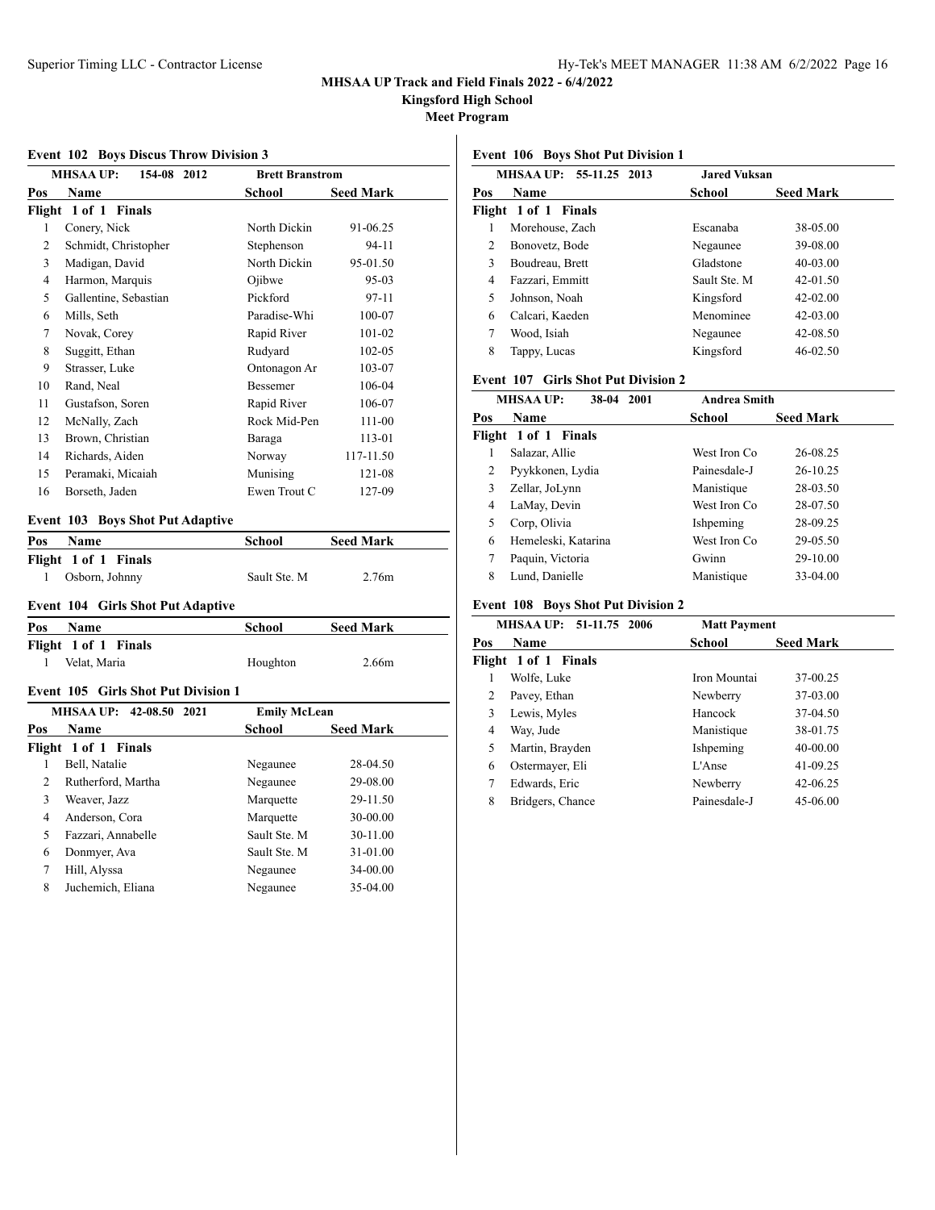# MHSAA UP Track and Field Finals 2022 - 6/4/2022

**Kingsford High School**

**Meet Program**

### Event 102 Boys Discus Throw Division 3

**MHSAA UP: 154-08 2012 — Brett Branstrom**

| Pos | Name | School | Seed Mark |
|---|---|---|---|
| **Flight 1 of 1 Finals** | | | |
| 1 | Conery, Nick | North Dickin | 91-06.25 |
| 2 | Schmidt, Christopher | Stephenson | 94-11 |
| 3 | Madigan, David | North Dickin | 95-01.50 |
| 4 | Harmon, Marquis | Ojibwe | 95-03 |
| 5 | Gallentine, Sebastian | Pickford | 97-11 |
| 6 | Mills, Seth | Paradise-Whi | 100-07 |
| 7 | Novak, Corey | Rapid River | 101-02 |
| 8 | Suggitt, Ethan | Rudyard | 102-05 |
| 9 | Strasser, Luke | Ontonagon Ar | 103-07 |
| 10 | Rand, Neal | Bessemer | 106-04 |
| 11 | Gustafson, Soren | Rapid River | 106-07 |
| 12 | McNally, Zach | Rock Mid-Pen | 111-00 |
| 13 | Brown, Christian | Baraga | 113-01 |
| 14 | Richards, Aiden | Norway | 117-11.50 |
| 15 | Peramaki, Micaiah | Munising | 121-08 |
| 16 | Borseth, Jaden | Ewen Trout C | 127-09 |

### Event 103 Boys Shot Put Adaptive

| Pos | Name | School | Seed Mark |
|---|---|---|---|
| **Flight 1 of 1 Finals** | | | |
| 1 | Osborn, Johnny | Sault Ste. M | 2.76m |

### Event 104 Girls Shot Put Adaptive

| Pos | Name | School | Seed Mark |
|---|---|---|---|
| **Flight 1 of 1 Finals** | | | |
| 1 | Velat, Maria | Houghton | 2.66m |

### Event 105 Girls Shot Put Division 1

**MHSAA UP: 42-08.50 2021 — Emily McLean**

| Pos | Name | School | Seed Mark |
|---|---|---|---|
| **Flight 1 of 1 Finals** | | | |
| 1 | Bell, Natalie | Negaunee | 28-04.50 |
| 2 | Rutherford, Martha | Negaunee | 29-08.00 |
| 3 | Weaver, Jazz | Marquette | 29-11.50 |
| 4 | Anderson, Cora | Marquette | 30-00.00 |
| 5 | Fazzari, Annabelle | Sault Ste. M | 30-11.00 |
| 6 | Donmyer, Ava | Sault Ste. M | 31-01.00 |
| 7 | Hill, Alyssa | Negaunee | 34-00.00 |
| 8 | Juchemich, Eliana | Negaunee | 35-04.00 |

### Event 106 Boys Shot Put Division 1

**MHSAA UP: 55-11.25 2013 — Jared Vuksan**

| Pos | Name | School | Seed Mark |
|---|---|---|---|
| **Flight 1 of 1 Finals** | | | |
| 1 | Morehouse, Zach | Escanaba | 38-05.00 |
| 2 | Bonovetz, Bode | Negaunee | 39-08.00 |
| 3 | Boudreau, Brett | Gladstone | 40-03.00 |
| 4 | Fazzari, Emmitt | Sault Ste. M | 42-01.50 |
| 5 | Johnson, Noah | Kingsford | 42-02.00 |
| 6 | Calcari, Kaeden | Menominee | 42-03.00 |
| 7 | Wood, Isiah | Negaunee | 42-08.50 |
| 8 | Tappy, Lucas | Kingsford | 46-02.50 |

### Event 107 Girls Shot Put Division 2

**MHSAA UP: 38-04 2001 — Andrea Smith**

| Pos | Name | School | Seed Mark |
|---|---|---|---|
| **Flight 1 of 1 Finals** | | | |
| 1 | Salazar, Allie | West Iron Co | 26-08.25 |
| 2 | Pyykkonen, Lydia | Painesdale-J | 26-10.25 |
| 3 | Zellar, JoLynn | Manistique | 28-03.50 |
| 4 | LaMay, Devin | West Iron Co | 28-07.50 |
| 5 | Corp, Olivia | Ishpeming | 28-09.25 |
| 6 | Hemeleski, Katarina | West Iron Co | 29-05.50 |
| 7 | Paquin, Victoria | Gwinn | 29-10.00 |
| 8 | Lund, Danielle | Manistique | 33-04.00 |

### Event 108 Boys Shot Put Division 2

**MHSAA UP: 51-11.75 2006 — Matt Payment**

| Pos | Name | School | Seed Mark |
|---|---|---|---|
| **Flight 1 of 1 Finals** | | | |
| 1 | Wolfe, Luke | Iron Mountai | 37-00.25 |
| 2 | Pavey, Ethan | Newberry | 37-03.00 |
| 3 | Lewis, Myles | Hancock | 37-04.50 |
| 4 | Way, Jude | Manistique | 38-01.75 |
| 5 | Martin, Brayden | Ishpeming | 40-00.00 |
| 6 | Ostermayer, Eli | L'Anse | 41-09.25 |
| 7 | Edwards, Eric | Newberry | 42-06.25 |
| 8 | Bridgers, Chance | Painesdale-J | 45-06.00 |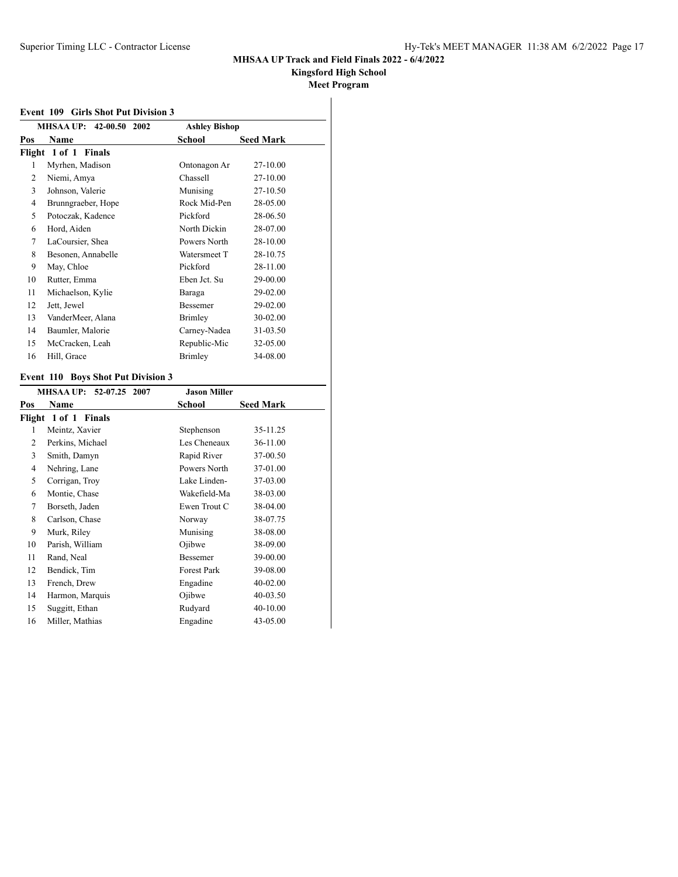# MHSAA UP Track and Field Finals 2022 - 6/4/2022

**Kingsford High School**

**Meet Program**

## Event 109 Girls Shot Put Division 3

**MHSAA UP: 42-00.50 2002 Ashley Bishop**

| Pos | Name | School | Seed Mark |
|---|---|---|---|
| **Flight 1 of 1 Finals** | | | |
| 1 | Myrhen, Madison | Ontonagon Ar | 27-10.00 |
| 2 | Niemi, Amya | Chassell | 27-10.00 |
| 3 | Johnson, Valerie | Munising | 27-10.50 |
| 4 | Brunngraeber, Hope | Rock Mid-Pen | 28-05.00 |
| 5 | Potoczak, Kadence | Pickford | 28-06.50 |
| 6 | Hord, Aiden | North Dickin | 28-07.00 |
| 7 | LaCoursier, Shea | Powers North | 28-10.00 |
| 8 | Besonen, Annabelle | Watersmeet T | 28-10.75 |
| 9 | May, Chloe | Pickford | 28-11.00 |
| 10 | Rutter, Emma | Eben Jct. Su | 29-00.00 |
| 11 | Michaelson, Kylie | Baraga | 29-02.00 |
| 12 | Jett, Jewel | Bessemer | 29-02.00 |
| 13 | VanderMeer, Alana | Brimley | 30-02.00 |
| 14 | Baumler, Malorie | Carney-Nadea | 31-03.50 |
| 15 | McCracken, Leah | Republic-Mic | 32-05.00 |
| 16 | Hill, Grace | Brimley | 34-08.00 |

## Event 110 Boys Shot Put Division 3

**MHSAA UP: 52-07.25 2007 Jason Miller**

| Pos | Name | School | Seed Mark |
|---|---|---|---|
| **Flight 1 of 1 Finals** | | | |
| 1 | Meintz, Xavier | Stephenson | 35-11.25 |
| 2 | Perkins, Michael | Les Cheneaux | 36-11.00 |
| 3 | Smith, Damyn | Rapid River | 37-00.50 |
| 4 | Nehring, Lane | Powers North | 37-01.00 |
| 5 | Corrigan, Troy | Lake Linden- | 37-03.00 |
| 6 | Montie, Chase | Wakefield-Ma | 38-03.00 |
| 7 | Borseth, Jaden | Ewen Trout C | 38-04.00 |
| 8 | Carlson, Chase | Norway | 38-07.75 |
| 9 | Murk, Riley | Munising | 38-08.00 |
| 10 | Parish, William | Ojibwe | 38-09.00 |
| 11 | Rand, Neal | Bessemer | 39-00.00 |
| 12 | Bendick, Tim | Forest Park | 39-08.00 |
| 13 | French, Drew | Engadine | 40-02.00 |
| 14 | Harmon, Marquis | Ojibwe | 40-03.50 |
| 15 | Suggitt, Ethan | Rudyard | 40-10.00 |
| 16 | Miller, Mathias | Engadine | 43-05.00 |